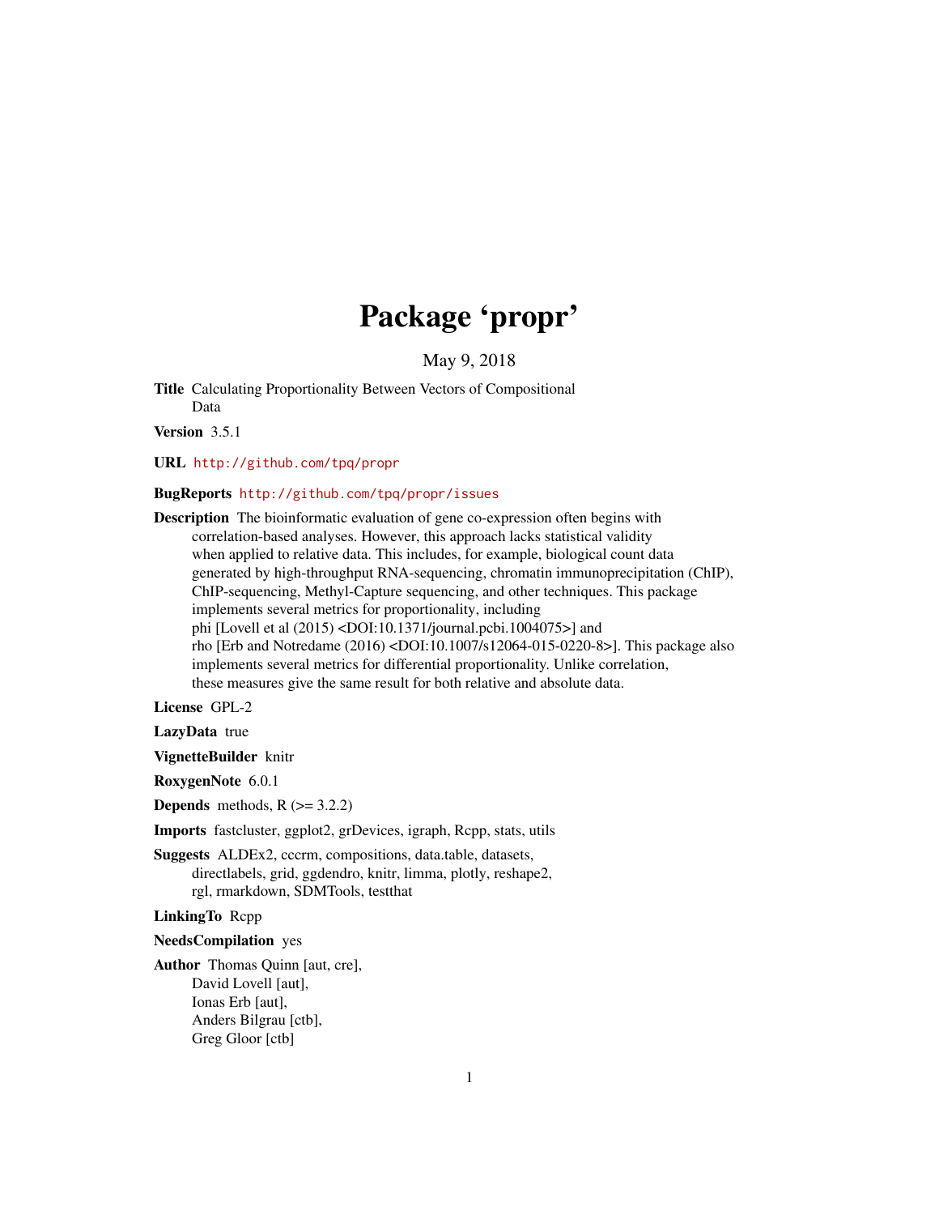# Package 'propr'

May 9, 2018

**Title** Calculating Proportionality Between Vectors of Compositional Data

**Version** 3.5.1

**URL** http://github.com/tpq/propr

**BugReports** http://github.com/tpq/propr/issues

**Description** The bioinformatic evaluation of gene co-expression often begins with correlation-based analyses. However, this approach lacks statistical validity when applied to relative data. This includes, for example, biological count data generated by high-throughput RNA-sequencing, chromatin immunoprecipitation (ChIP), ChIP-sequencing, Methyl-Capture sequencing, and other techniques. This package implements several metrics for proportionality, including phi [Lovell et al (2015) <DOI:10.1371/journal.pcbi.1004075>] and rho [Erb and Notredame (2016) <DOI:10.1007/s12064-015-0220-8>]. This package also implements several metrics for differential proportionality. Unlike correlation, these measures give the same result for both relative and absolute data.

**License** GPL-2

**LazyData** true

**VignetteBuilder** knitr

**RoxygenNote** 6.0.1

**Depends** methods, R (>= 3.2.2)

**Imports** fastcluster, ggplot2, grDevices, igraph, Rcpp, stats, utils

**Suggests** ALDEx2, cccrm, compositions, data.table, datasets, directlabels, grid, ggdendro, knitr, limma, plotly, reshape2, rgl, rmarkdown, SDMTools, testthat

**LinkingTo** Rcpp

**NeedsCompilation** yes

**Author** Thomas Quinn [aut, cre],
David Lovell [aut],
Ionas Erb [aut],
Anders Bilgrau [ctb],
Greg Gloor [ctb]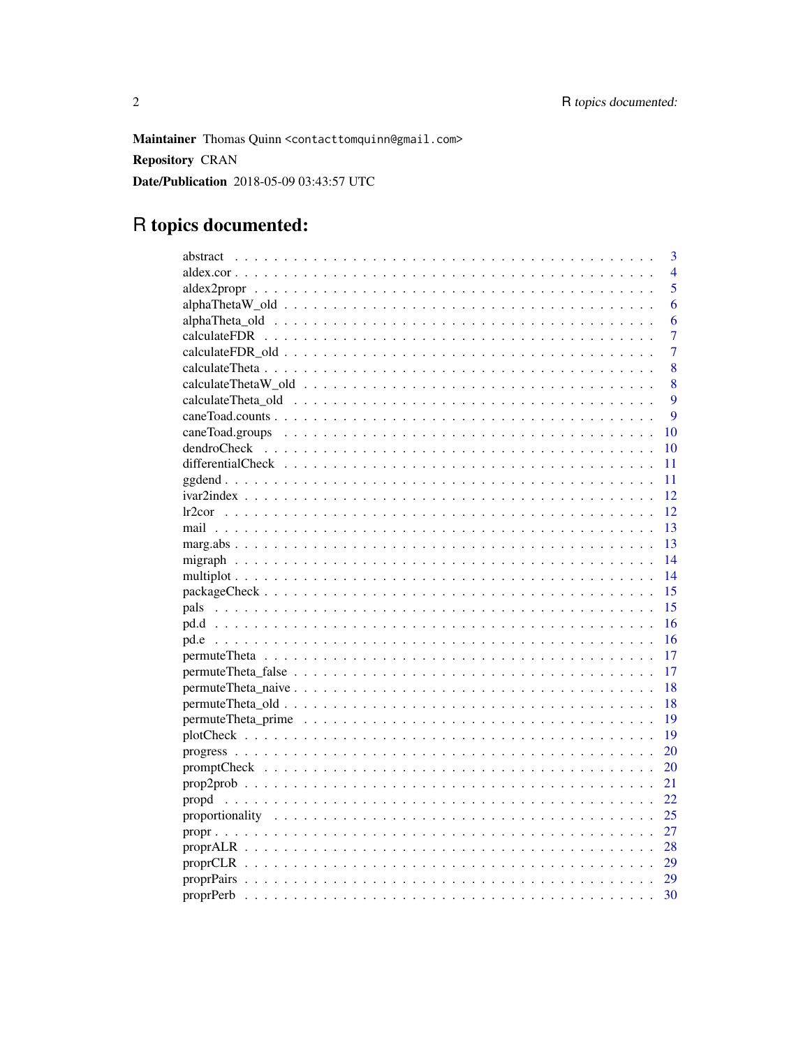**Maintainer** Thomas Quinn <contacttomquinn@gmail.com>

**Repository** CRAN

**Date/Publication** 2018-05-09 03:43:57 UTC

# R topics documented:

| | |
|---|---|
| abstract | 3 |
| aldex.cor | 4 |
| aldex2propr | 5 |
| alphaThetaW_old | 6 |
| alphaTheta_old | 6 |
| calculateFDR | 7 |
| calculateFDR_old | 7 |
| calculateTheta | 8 |
| calculateThetaW_old | 8 |
| calculateTheta_old | 9 |
| caneToad.counts | 9 |
| caneToad.groups | 10 |
| dendroCheck | 10 |
| differentialCheck | 11 |
| ggdend | 11 |
| ivar2index | 12 |
| lr2cor | 12 |
| mail | 13 |
| marg.abs | 13 |
| migraph | 14 |
| multiplot | 14 |
| packageCheck | 15 |
| pals | 15 |
| pd.d | 16 |
| pd.e | 16 |
| permuteTheta | 17 |
| permuteTheta_false | 17 |
| permuteTheta_naive | 18 |
| permuteTheta_old | 18 |
| permuteTheta_prime | 19 |
| plotCheck | 19 |
| progress | 20 |
| promptCheck | 20 |
| prop2prob | 21 |
| propd | 22 |
| proportionality | 25 |
| propr | 27 |
| proprALR | 28 |
| proprCLR | 29 |
| proprPairs | 29 |
| proprPerb | 30 |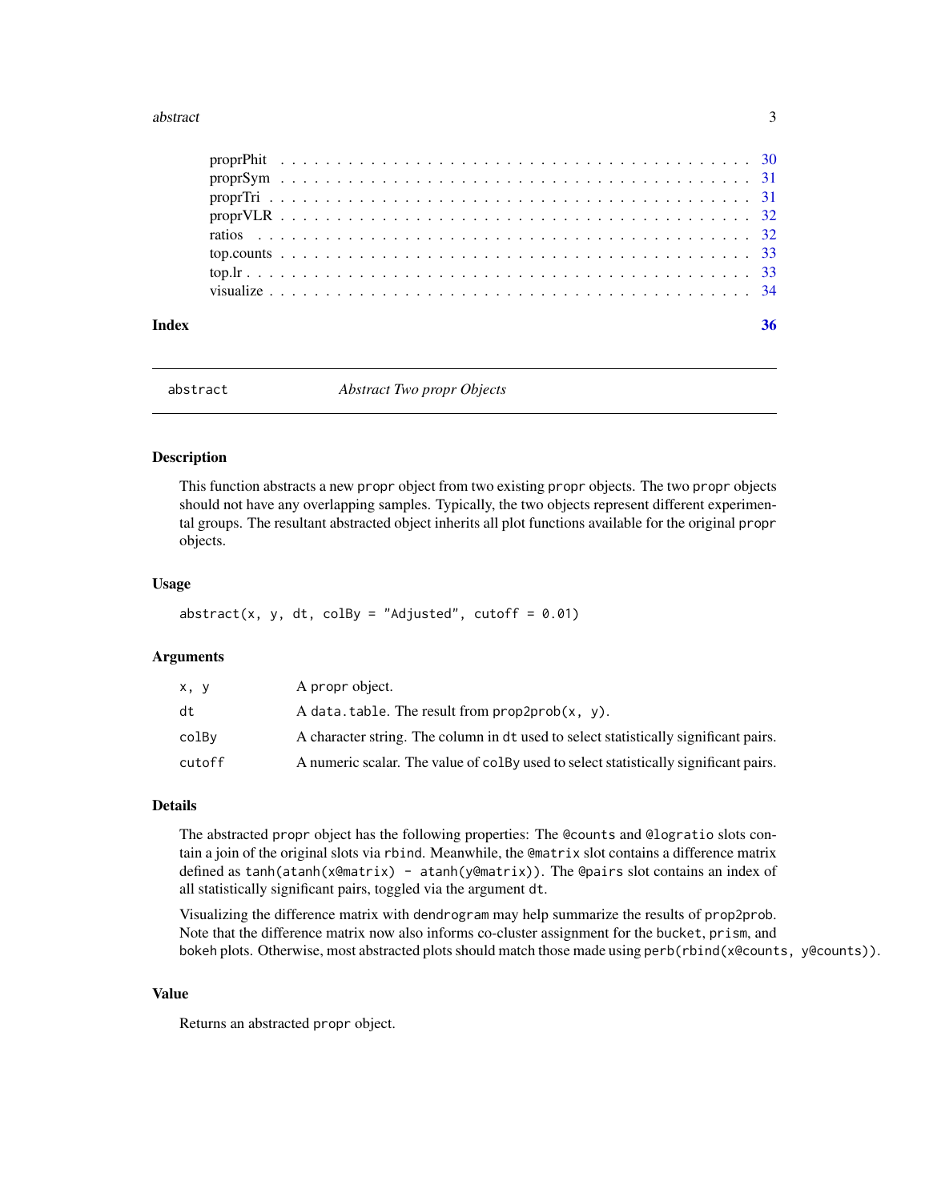| | |
|---|---|
| proprPhit | 30 |
| proprSym | 31 |
| proprTri | 31 |
| proprVLR | 32 |
| ratios | 32 |
| top.counts | 33 |
| top.lr | 33 |
| visualize | 34 |

**Index** 36

## abstract — *Abstract Two propr Objects*

### Description

This function abstracts a new `propr` object from two existing `propr` objects. The two `propr` objects should not have any overlapping samples. Typically, the two objects represent different experimental groups. The resultant abstracted object inherits all plot functions available for the original `propr` objects.

### Usage

```
abstract(x, y, dt, colBy = "Adjusted", cutoff = 0.01)
```

### Arguments

| | |
|---|---|
| `x, y` | A `propr` object. |
| `dt` | A `data.table`. The result from `prop2prob(x, y)`. |
| `colBy` | A character string. The column in `dt` used to select statistically significant pairs. |
| `cutoff` | A numeric scalar. The value of `colBy` used to select statistically significant pairs. |

### Details

The abstracted `propr` object has the following properties: The `@counts` and `@logratio` slots contain a join of the original slots via `rbind`. Meanwhile, the `@matrix` slot contains a difference matrix defined as `tanh(atanh(x@matrix) - atanh(y@matrix))`. The `@pairs` slot contains an index of all statistically significant pairs, toggled via the argument `dt`.

Visualizing the difference matrix with `dendrogram` may help summarize the results of `prop2prob`. Note that the difference matrix now also informs co-cluster assignment for the `bucket`, `prism`, and `bokeh` plots. Otherwise, most abstracted plots should match those made using `perb(rbind(x@counts, y@counts))`.

### Value

Returns an abstracted `propr` object.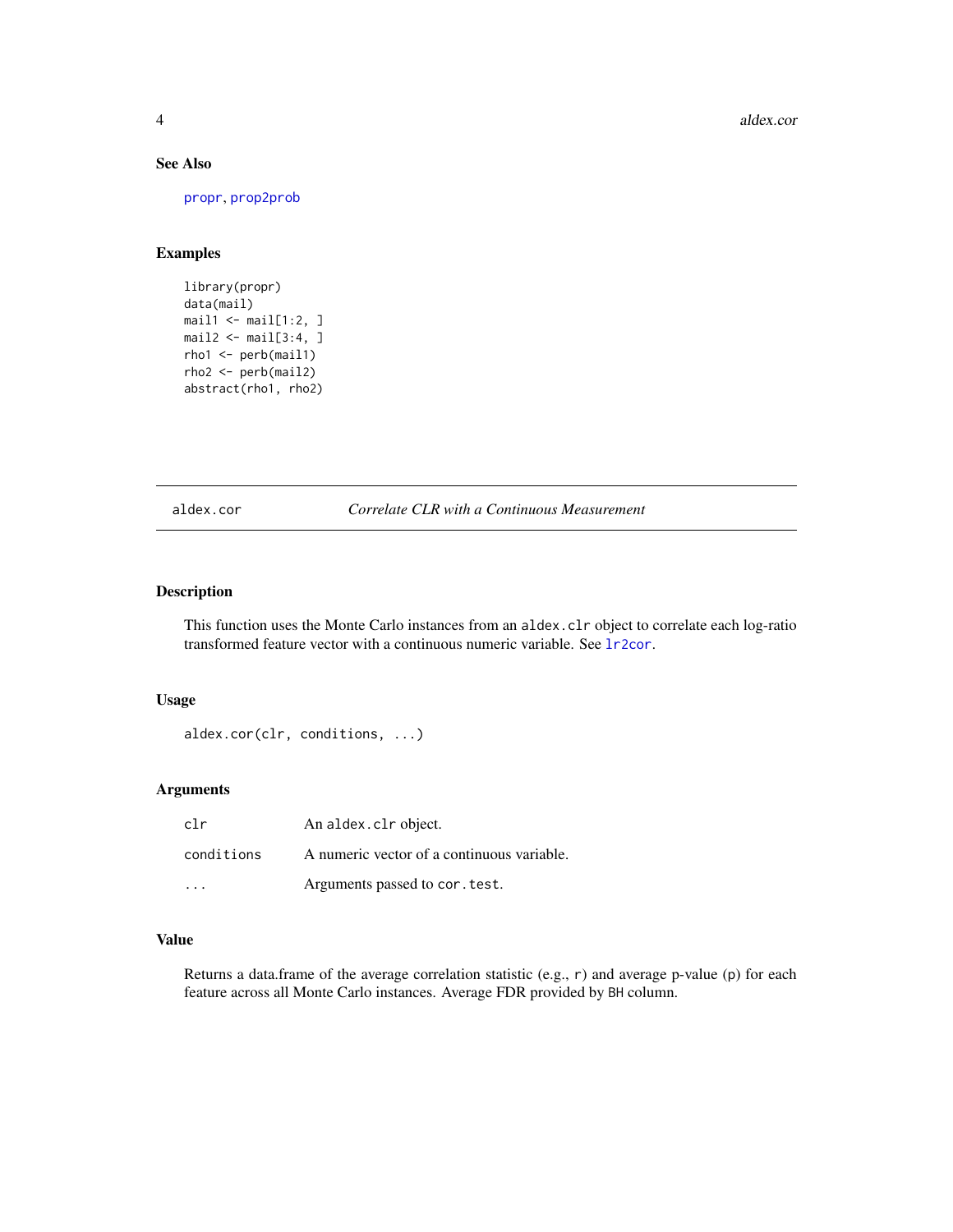### See Also

propr, prop2prob

### Examples

```
library(propr)
data(mail)
mail1 <- mail[1:2, ]
mail2 <- mail[3:4, ]
rho1 <- perb(mail1)
rho2 <- perb(mail2)
abstract(rho1, rho2)
```

---

## aldex.cor — *Correlate CLR with a Continuous Measurement*

### Description

This function uses the Monte Carlo instances from an `aldex.clr` object to correlate each log-ratio transformed feature vector with a continuous numeric variable. See `lr2cor`.

### Usage

```
aldex.cor(clr, conditions, ...)
```

### Arguments

| | |
|---|---|
| `clr` | An `aldex.clr` object. |
| `conditions` | A numeric vector of a continuous variable. |
| `...` | Arguments passed to `cor.test`. |

### Value

Returns a data.frame of the average correlation statistic (e.g., `r`) and average p-value (`p`) for each feature across all Monte Carlo instances. Average FDR provided by `BH` column.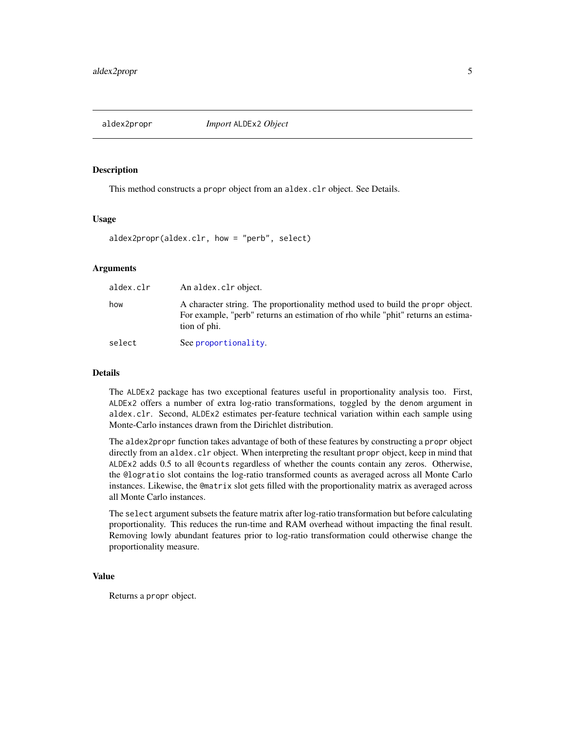## aldex2propr — *Import* ALDEx2 *Object*

### Description

This method constructs a `propr` object from an `aldex.clr` object. See Details.

### Usage

```
aldex2propr(aldex.clr, how = "perb", select)
```

### Arguments

| | |
|---|---|
| `aldex.clr` | An `aldex.clr` object. |
| `how` | A character string. The proportionality method used to build the `propr` object. For example, "perb" returns an estimation of rho while "phit" returns an estimation of phi. |
| `select` | See `proportionality`. |

### Details

The `ALDEx2` package has two exceptional features useful in proportionality analysis too. First, `ALDEx2` offers a number of extra log-ratio transformations, toggled by the `denom` argument in `aldex.clr`. Second, `ALDEx2` estimates per-feature technical variation within each sample using Monte-Carlo instances drawn from the Dirichlet distribution.

The `aldex2propr` function takes advantage of both of these features by constructing a `propr` object directly from an `aldex.clr` object. When interpreting the resultant `propr` object, keep in mind that `ALDEx2` adds 0.5 to all `@counts` regardless of whether the counts contain any zeros. Otherwise, the `@logratio` slot contains the log-ratio transformed counts as averaged across all Monte Carlo instances. Likewise, the `@matrix` slot gets filled with the proportionality matrix as averaged across all Monte Carlo instances.

The `select` argument subsets the feature matrix after log-ratio transformation but before calculating proportionality. This reduces the run-time and RAM overhead without impacting the final result. Removing lowly abundant features prior to log-ratio transformation could otherwise change the proportionality measure.

### Value

Returns a `propr` object.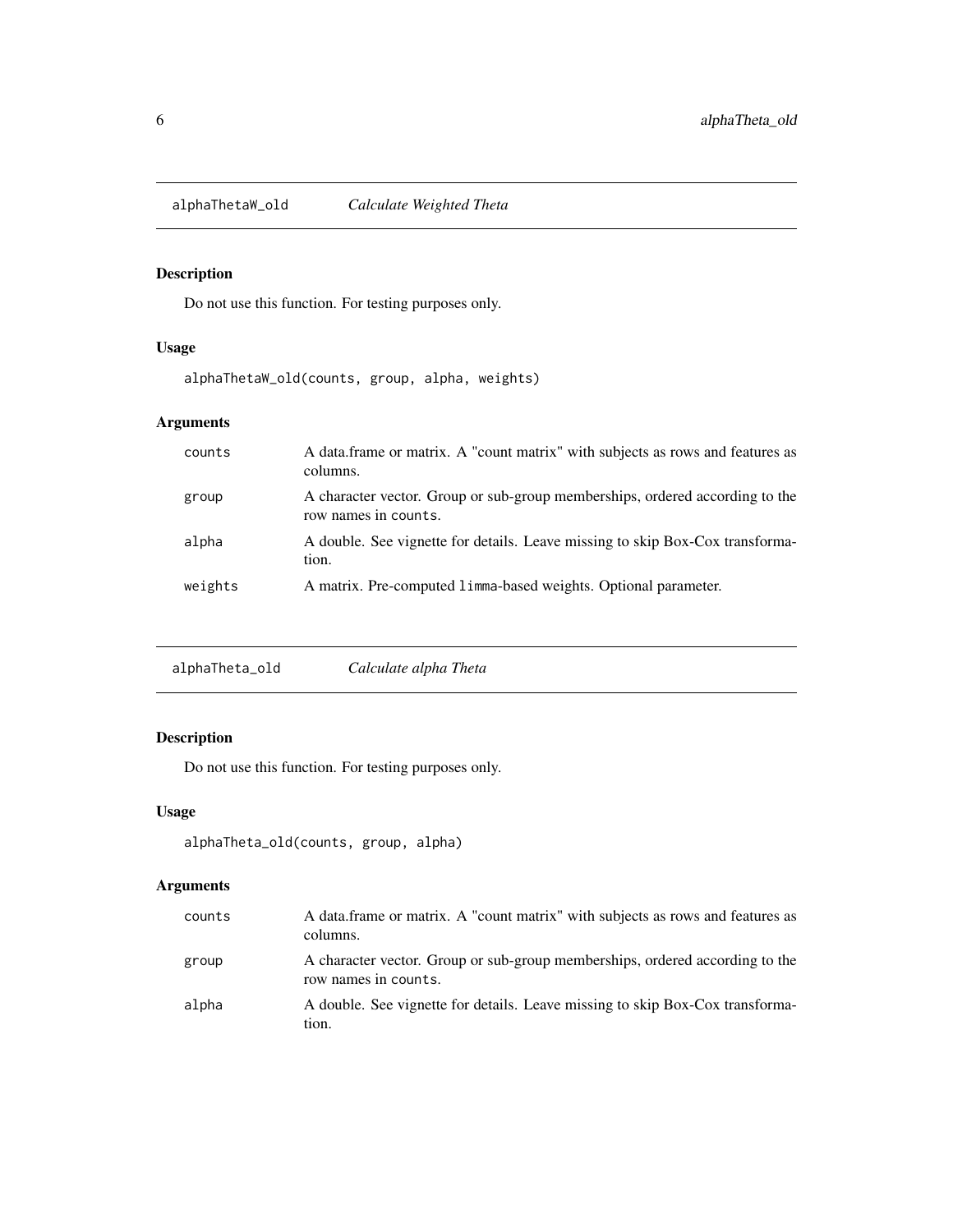## alphaThetaW_old *Calculate Weighted Theta*

### Description

Do not use this function. For testing purposes only.

### Usage

```
alphaThetaW_old(counts, group, alpha, weights)
```

### Arguments

| | |
|---|---|
| counts | A data.frame or matrix. A "count matrix" with subjects as rows and features as columns. |
| group | A character vector. Group or sub-group memberships, ordered according to the row names in counts. |
| alpha | A double. See vignette for details. Leave missing to skip Box-Cox transformation. |
| weights | A matrix. Pre-computed limma-based weights. Optional parameter. |

## alphaTheta_old *Calculate alpha Theta*

### Description

Do not use this function. For testing purposes only.

### Usage

```
alphaTheta_old(counts, group, alpha)
```

### Arguments

| | |
|---|---|
| counts | A data.frame or matrix. A "count matrix" with subjects as rows and features as columns. |
| group | A character vector. Group or sub-group memberships, ordered according to the row names in counts. |
| alpha | A double. See vignette for details. Leave missing to skip Box-Cox transformation. |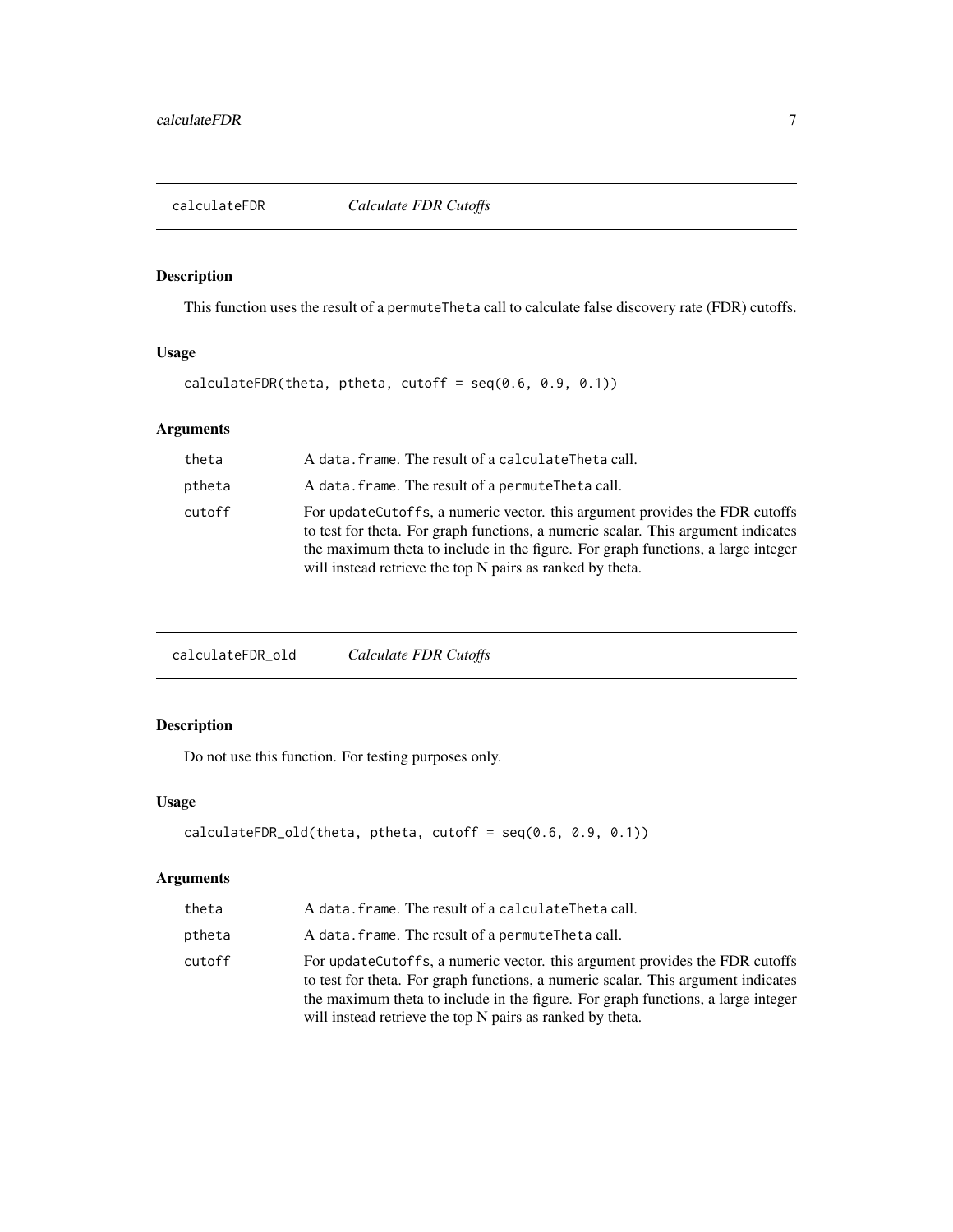## calculateFDR — *Calculate FDR Cutoffs*

### Description

This function uses the result of a permuteTheta call to calculate false discovery rate (FDR) cutoffs.

### Usage

```
calculateFDR(theta, ptheta, cutoff = seq(0.6, 0.9, 0.1))
```

### Arguments

| | |
|---|---|
| theta | A data.frame. The result of a calculateTheta call. |
| ptheta | A data.frame. The result of a permuteTheta call. |
| cutoff | For updateCutoffs, a numeric vector. this argument provides the FDR cutoffs to test for theta. For graph functions, a numeric scalar. This argument indicates the maximum theta to include in the figure. For graph functions, a large integer will instead retrieve the top N pairs as ranked by theta. |

## calculateFDR_old — *Calculate FDR Cutoffs*

### Description

Do not use this function. For testing purposes only.

### Usage

```
calculateFDR_old(theta, ptheta, cutoff = seq(0.6, 0.9, 0.1))
```

### Arguments

| | |
|---|---|
| theta | A data.frame. The result of a calculateTheta call. |
| ptheta | A data.frame. The result of a permuteTheta call. |
| cutoff | For updateCutoffs, a numeric vector. this argument provides the FDR cutoffs to test for theta. For graph functions, a numeric scalar. This argument indicates the maximum theta to include in the figure. For graph functions, a large integer will instead retrieve the top N pairs as ranked by theta. |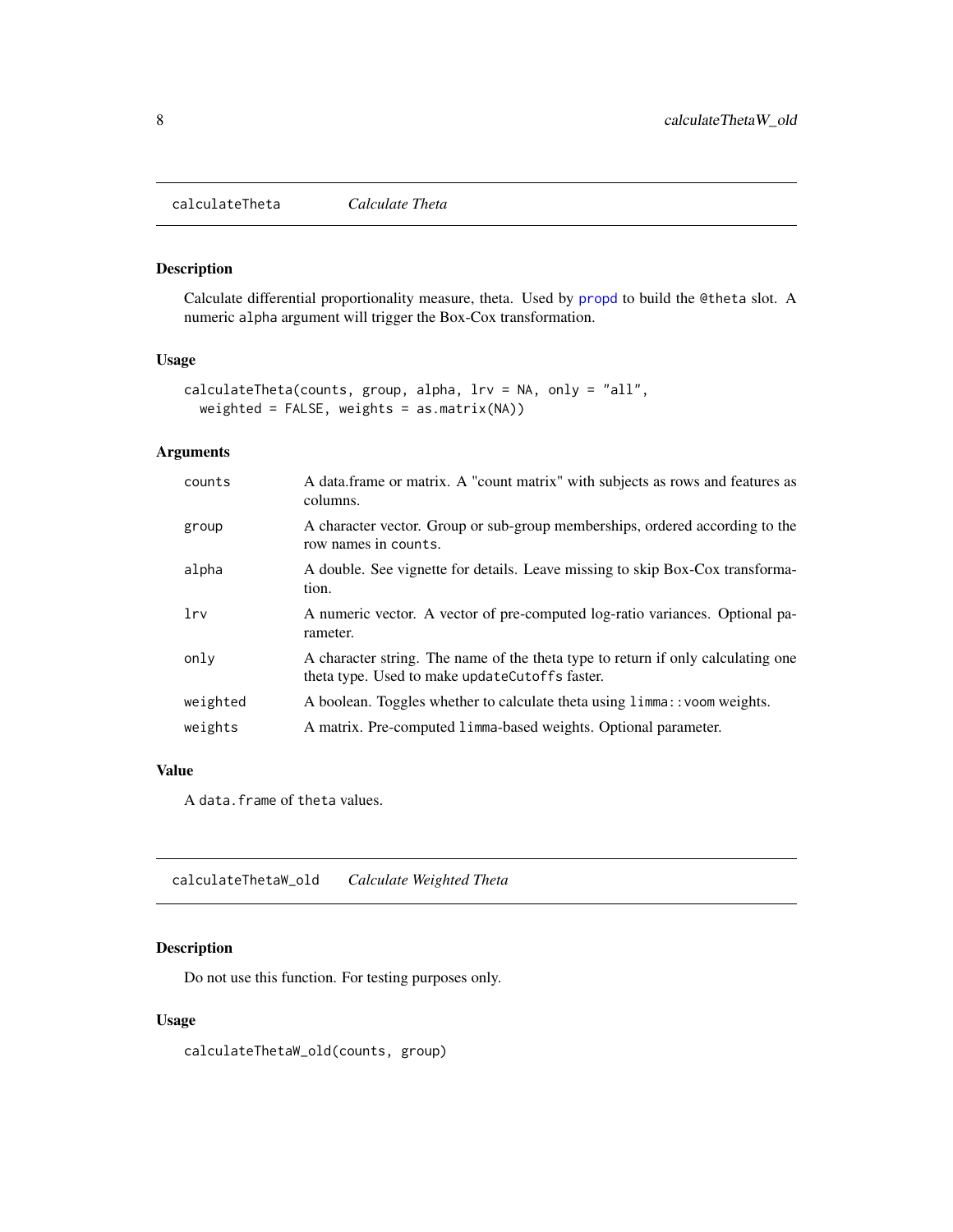## calculateTheta &nbsp;&nbsp;&nbsp; *Calculate Theta*

### Description

Calculate differential proportionality measure, theta. Used by `propd` to build the `@theta` slot. A numeric `alpha` argument will trigger the Box-Cox transformation.

### Usage

```
calculateTheta(counts, group, alpha, lrv = NA, only = "all",
  weighted = FALSE, weights = as.matrix(NA))
```

### Arguments

| | |
|---|---|
| `counts` | A data.frame or matrix. A "count matrix" with subjects as rows and features as columns. |
| `group` | A character vector. Group or sub-group memberships, ordered according to the row names in `counts`. |
| `alpha` | A double. See vignette for details. Leave missing to skip Box-Cox transformation. |
| `lrv` | A numeric vector. A vector of pre-computed log-ratio variances. Optional parameter. |
| `only` | A character string. The name of the theta type to return if only calculating one theta type. Used to make `updateCutoffs` faster. |
| `weighted` | A boolean. Toggles whether to calculate theta using `limma::voom` weights. |
| `weights` | A matrix. Pre-computed `limma`-based weights. Optional parameter. |

### Value

A `data.frame` of `theta` values.

## calculateThetaW_old &nbsp;&nbsp;&nbsp; *Calculate Weighted Theta*

### Description

Do not use this function. For testing purposes only.

### Usage

```
calculateThetaW_old(counts, group)
```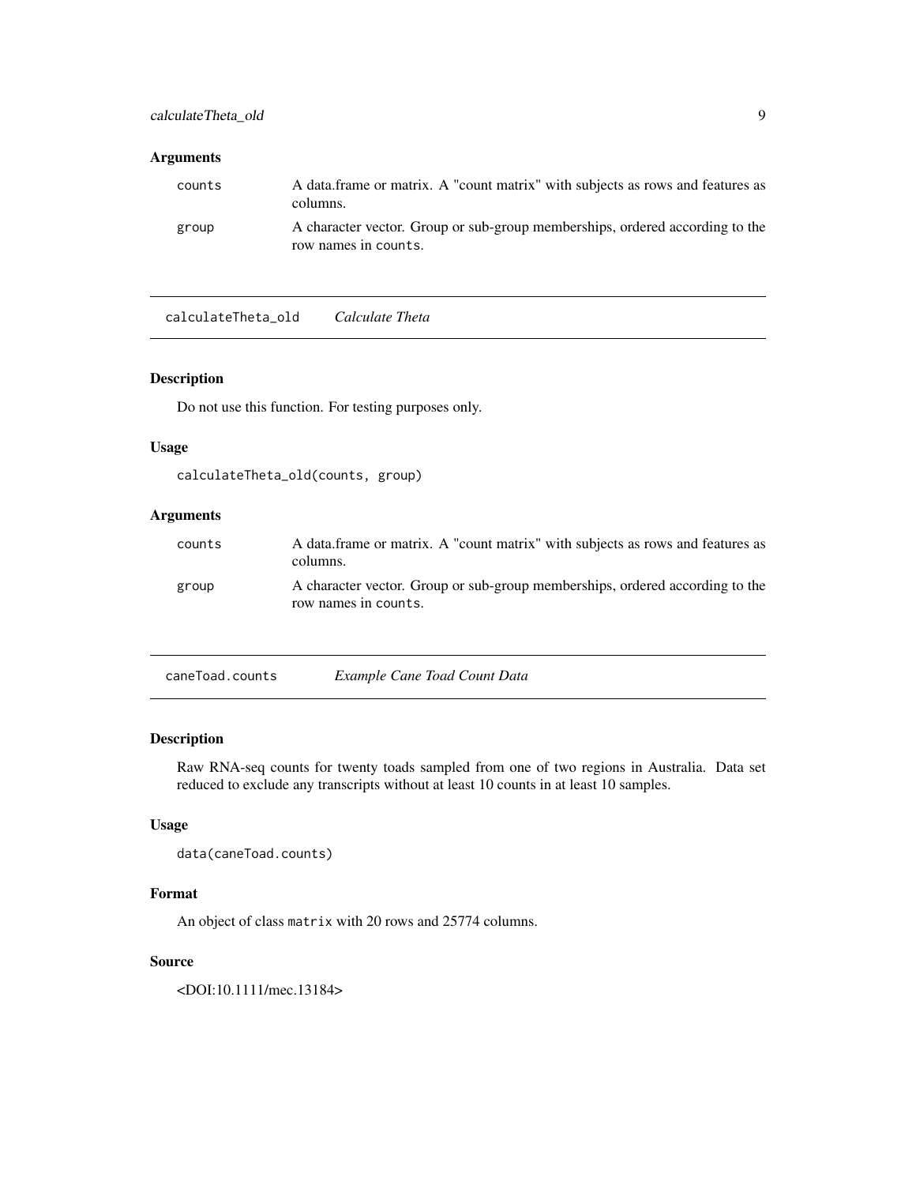### Arguments

| | |
|---|---|
| `counts` | A data.frame or matrix. A "count matrix" with subjects as rows and features as columns. |
| `group` | A character vector. Group or sub-group memberships, ordered according to the row names in `counts`. |

---

## `calculateTheta_old` *Calculate Theta*

---

### Description

Do not use this function. For testing purposes only.

### Usage

```
calculateTheta_old(counts, group)
```

### Arguments

| | |
|---|---|
| `counts` | A data.frame or matrix. A "count matrix" with subjects as rows and features as columns. |
| `group` | A character vector. Group or sub-group memberships, ordered according to the row names in `counts`. |

---

## `caneToad.counts` *Example Cane Toad Count Data*

---

### Description

Raw RNA-seq counts for twenty toads sampled from one of two regions in Australia. Data set reduced to exclude any transcripts without at least 10 counts in at least 10 samples.

### Usage

```
data(caneToad.counts)
```

### Format

An object of class `matrix` with 20 rows and 25774 columns.

### Source

<DOI:10.1111/mec.13184>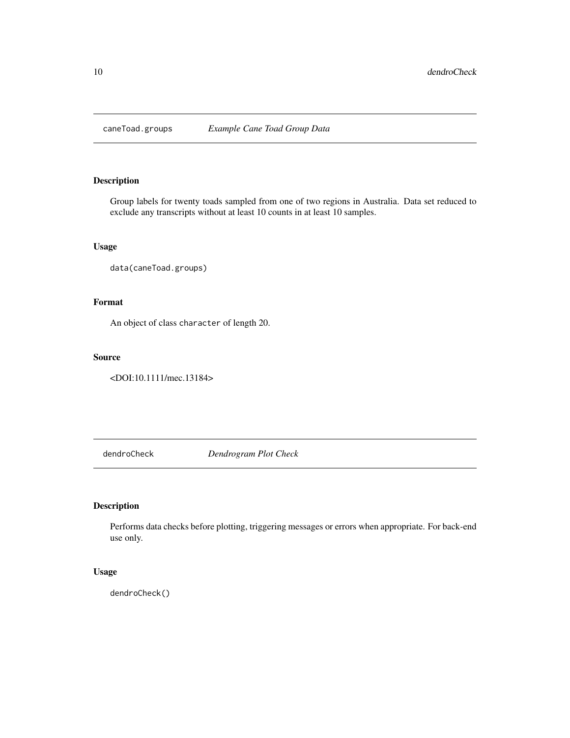## caneToad.groups — *Example Cane Toad Group Data*

### Description

Group labels for twenty toads sampled from one of two regions in Australia. Data set reduced to exclude any transcripts without at least 10 counts in at least 10 samples.

### Usage

```
data(caneToad.groups)
```

### Format

An object of class `character` of length 20.

### Source

<DOI:10.1111/mec.13184>

## dendroCheck — *Dendrogram Plot Check*

### Description

Performs data checks before plotting, triggering messages or errors when appropriate. For back-end use only.

### Usage

```
dendroCheck()
```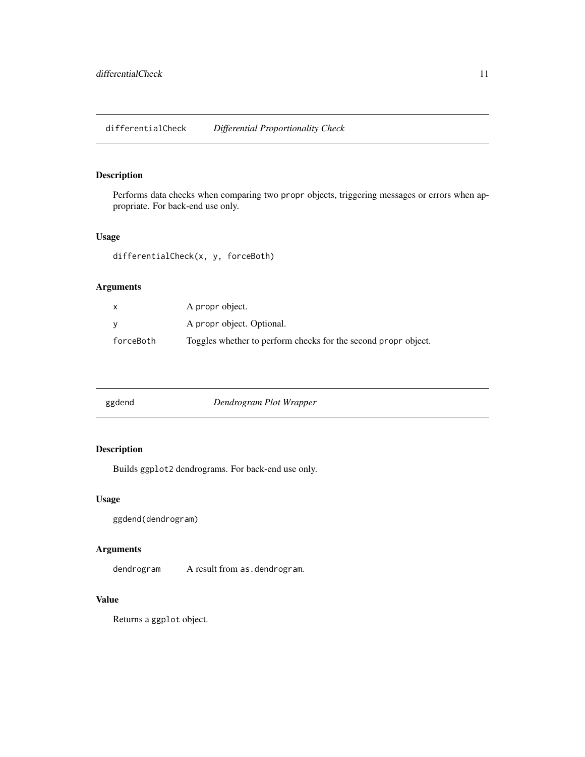## differentialCheck — *Differential Proportionality Check*

### Description

Performs data checks when comparing two `propr` objects, triggering messages or errors when appropriate. For back-end use only.

### Usage

```
differentialCheck(x, y, forceBoth)
```

### Arguments

| | |
|---|---|
| `x` | A `propr` object. |
| `y` | A `propr` object. Optional. |
| `forceBoth` | Toggles whether to perform checks for the second `propr` object. |

## ggdend — *Dendrogram Plot Wrapper*

### Description

Builds `ggplot2` dendrograms. For back-end use only.

### Usage

```
ggdend(dendrogram)
```

### Arguments

| | |
|---|---|
| `dendrogram` | A result from `as.dendrogram`. |

### Value

Returns a `ggplot` object.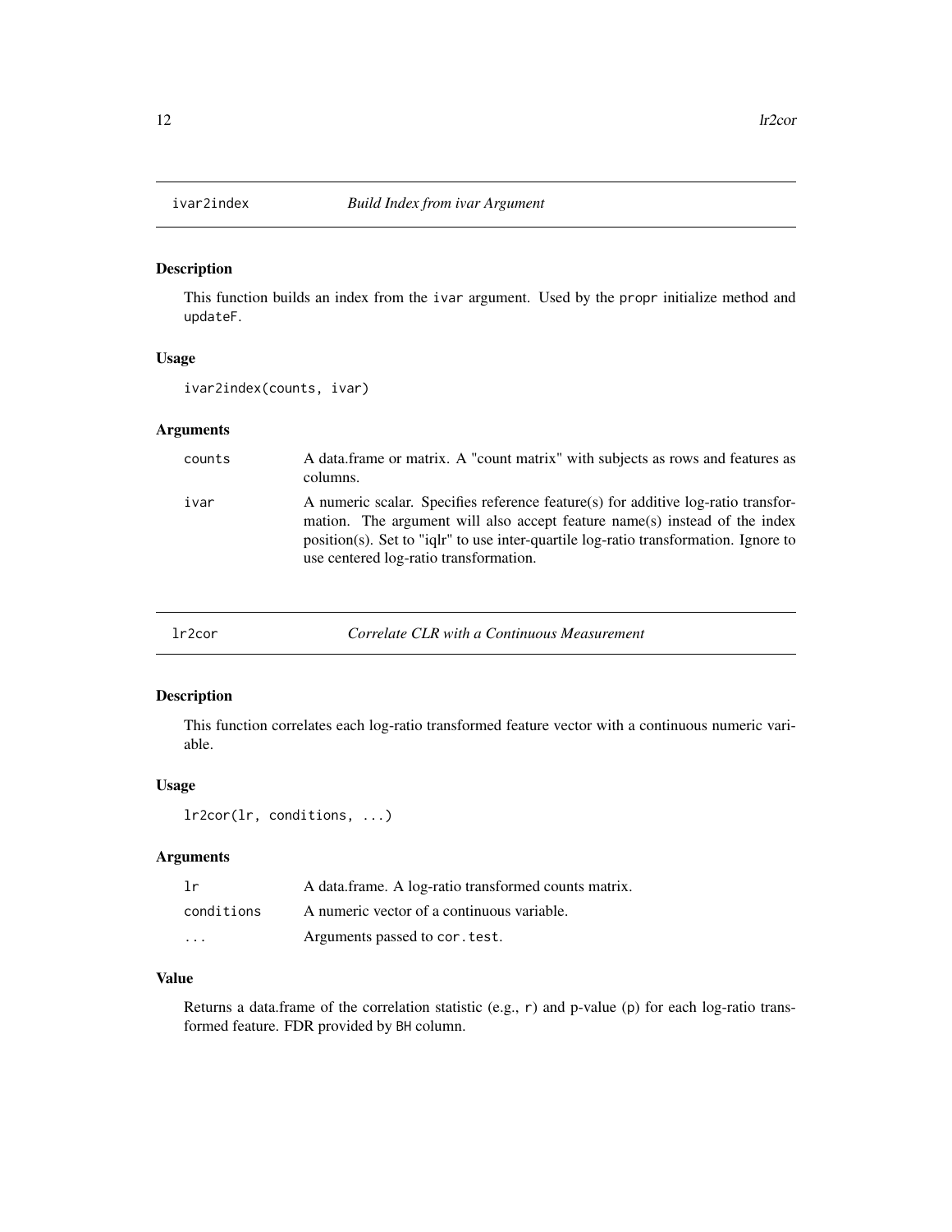## ivar2index — *Build Index from ivar Argument*

### Description

This function builds an index from the `ivar` argument. Used by the `propr` initialize method and `updateF`.

### Usage

```
ivar2index(counts, ivar)
```

### Arguments

| | |
|---|---|
| `counts` | A data.frame or matrix. A "count matrix" with subjects as rows and features as columns. |
| `ivar` | A numeric scalar. Specifies reference feature(s) for additive log-ratio transformation. The argument will also accept feature name(s) instead of the index position(s). Set to "iqlr" to use inter-quartile log-ratio transformation. Ignore to use centered log-ratio transformation. |

## lr2cor — *Correlate CLR with a Continuous Measurement*

### Description

This function correlates each log-ratio transformed feature vector with a continuous numeric variable.

### Usage

```
lr2cor(lr, conditions, ...)
```

### Arguments

| | |
|---|---|
| `lr` | A data.frame. A log-ratio transformed counts matrix. |
| `conditions` | A numeric vector of a continuous variable. |
| `...` | Arguments passed to `cor.test`. |

### Value

Returns a data.frame of the correlation statistic (e.g., `r`) and p-value (`p`) for each log-ratio transformed feature. FDR provided by `BH` column.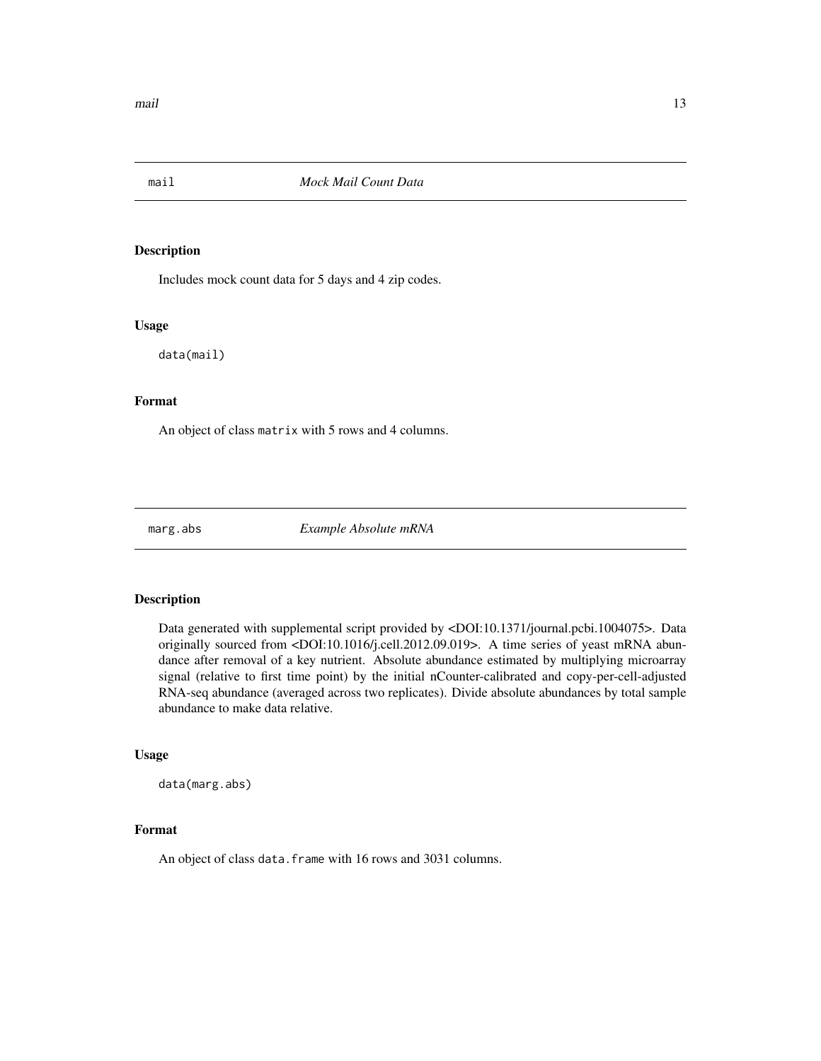## mail — *Mock Mail Count Data*

### Description

Includes mock count data for 5 days and 4 zip codes.

### Usage

```
data(mail)
```

### Format

An object of class `matrix` with 5 rows and 4 columns.

## marg.abs — *Example Absolute mRNA*

### Description

Data generated with supplemental script provided by <DOI:10.1371/journal.pcbi.1004075>. Data originally sourced from <DOI:10.1016/j.cell.2012.09.019>. A time series of yeast mRNA abundance after removal of a key nutrient. Absolute abundance estimated by multiplying microarray signal (relative to first time point) by the initial nCounter-calibrated and copy-per-cell-adjusted RNA-seq abundance (averaged across two replicates). Divide absolute abundances by total sample abundance to make data relative.

### Usage

```
data(marg.abs)
```

### Format

An object of class `data.frame` with 16 rows and 3031 columns.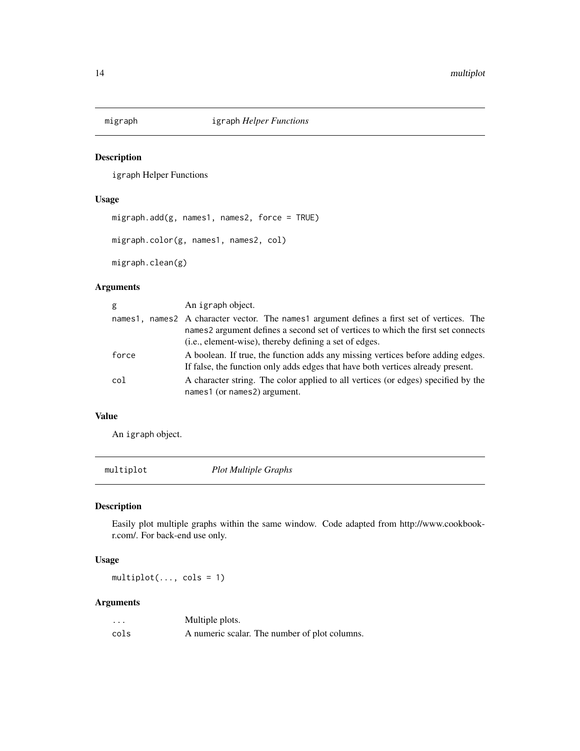## migraph — igraph *Helper Functions*

### Description

igraph Helper Functions

### Usage

```
migraph.add(g, names1, names2, force = TRUE)

migraph.color(g, names1, names2, col)

migraph.clean(g)
```

### Arguments

| | |
|---|---|
| g | An igraph object. |
| names1, names2 | A character vector. The names1 argument defines a first set of vertices. The names2 argument defines a second set of vertices to which the first set connects (i.e., element-wise), thereby defining a set of edges. |
| force | A boolean. If true, the function adds any missing vertices before adding edges. If false, the function only adds edges that have both vertices already present. |
| col | A character string. The color applied to all vertices (or edges) specified by the names1 (or names2) argument. |

### Value

An igraph object.

## multiplot — *Plot Multiple Graphs*

### Description

Easily plot multiple graphs within the same window. Code adapted from http://www.cookbook-r.com/. For back-end use only.

### Usage

```
multiplot(..., cols = 1)
```

### Arguments

| | |
|---|---|
| ... | Multiple plots. |
| cols | A numeric scalar. The number of plot columns. |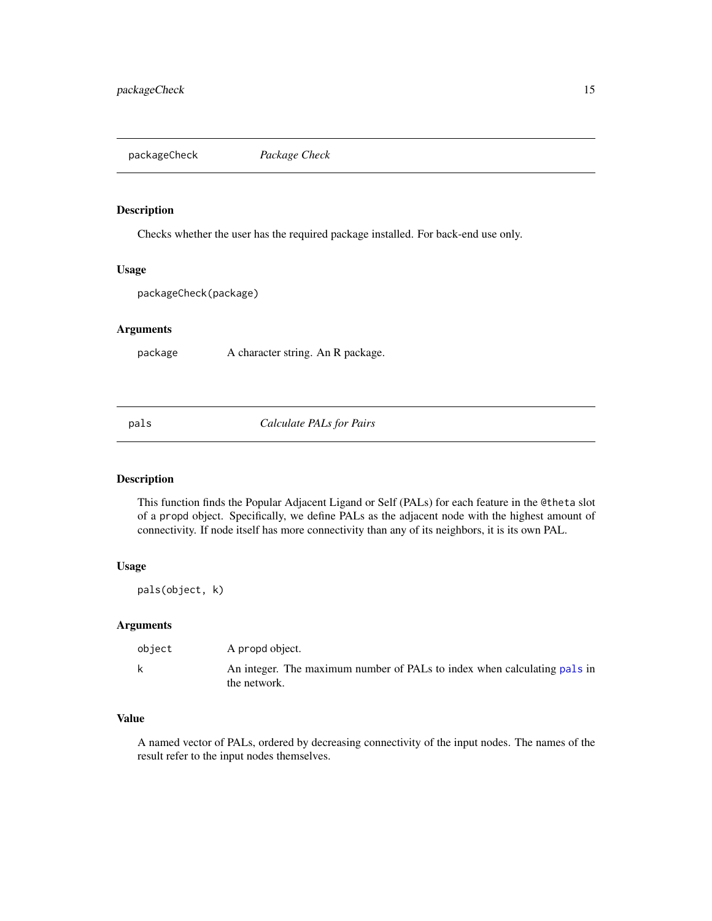## packageCheck *Package Check*

### Description

Checks whether the user has the required package installed. For back-end use only.

### Usage

```
packageCheck(package)
```

### Arguments

| | |
|---|---|
| package | A character string. An R package. |

## pals *Calculate PALs for Pairs*

### Description

This function finds the Popular Adjacent Ligand or Self (PALs) for each feature in the @theta slot of a propd object. Specifically, we define PALs as the adjacent node with the highest amount of connectivity. If node itself has more connectivity than any of its neighbors, it is its own PAL.

### Usage

```
pals(object, k)
```

### Arguments

| | |
|---|---|
| object | A propd object. |
| k | An integer. The maximum number of PALs to index when calculating pals in the network. |

### Value

A named vector of PALs, ordered by decreasing connectivity of the input nodes. The names of the result refer to the input nodes themselves.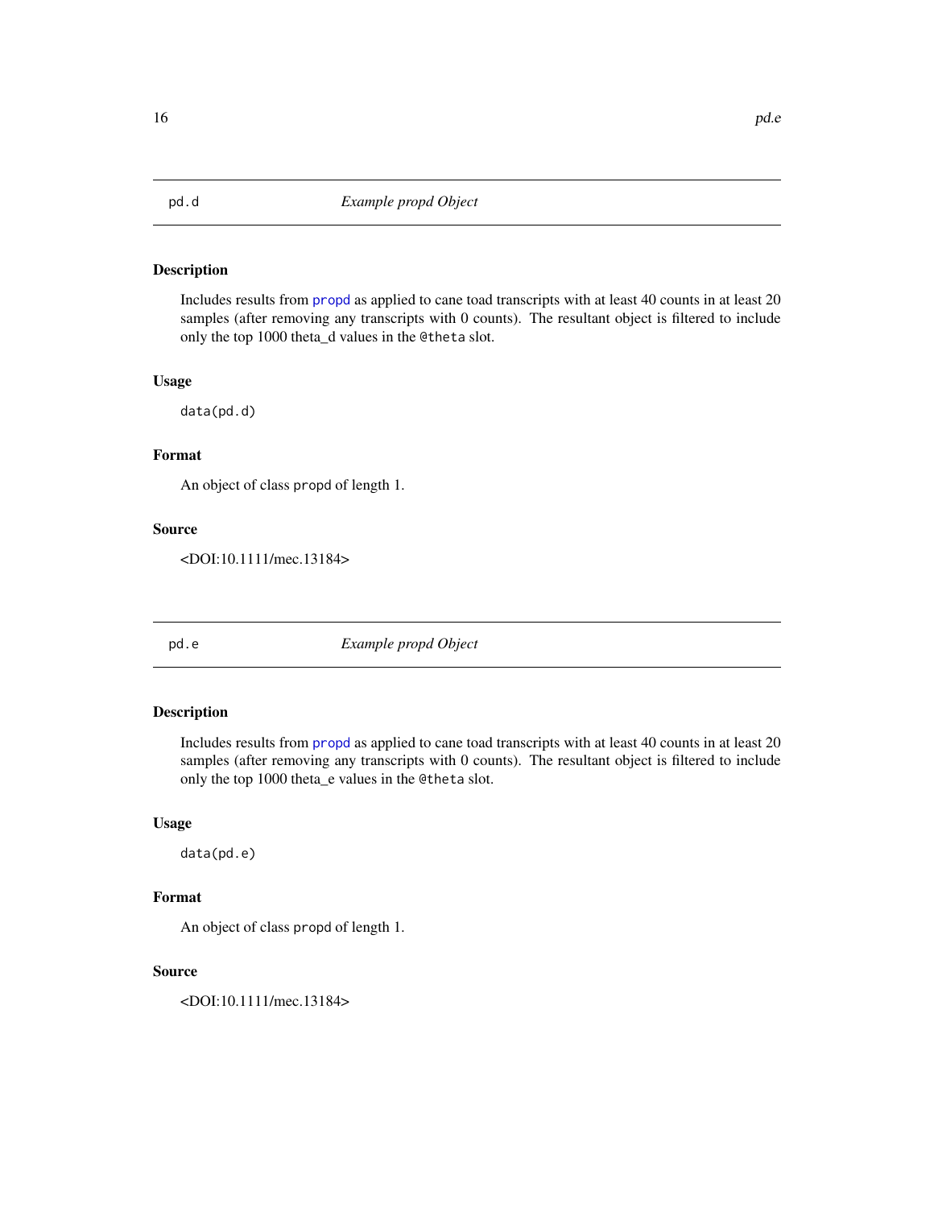## pd.d — *Example propd Object*

### Description

Includes results from propd as applied to cane toad transcripts with at least 40 counts in at least 20 samples (after removing any transcripts with 0 counts). The resultant object is filtered to include only the top 1000 theta_d values in the `@theta` slot.

### Usage

```
data(pd.d)
```

### Format

An object of class `propd` of length 1.

### Source

<DOI:10.1111/mec.13184>

## pd.e — *Example propd Object*

### Description

Includes results from propd as applied to cane toad transcripts with at least 40 counts in at least 20 samples (after removing any transcripts with 0 counts). The resultant object is filtered to include only the top 1000 theta_e values in the `@theta` slot.

### Usage

```
data(pd.e)
```

### Format

An object of class `propd` of length 1.

### Source

<DOI:10.1111/mec.13184>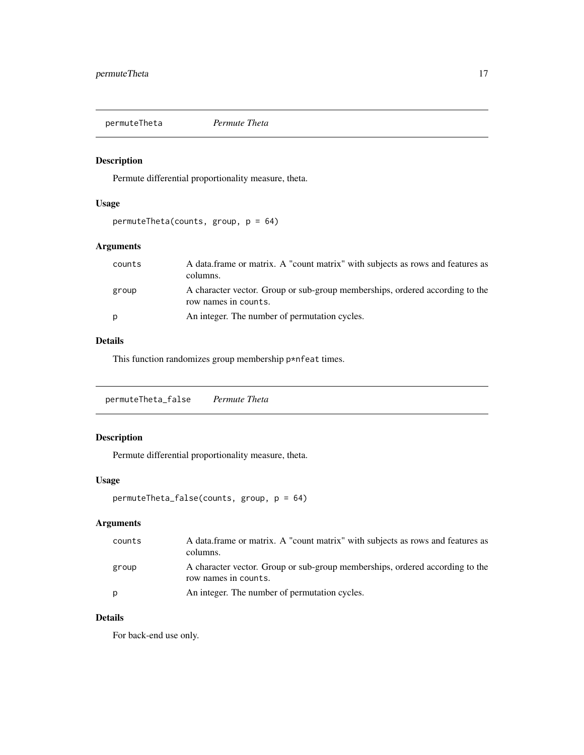## permuteTheta *Permute Theta*

### Description

Permute differential proportionality measure, theta.

### Usage

```
permuteTheta(counts, group, p = 64)
```

### Arguments

| | |
|---|---|
| `counts` | A data.frame or matrix. A "count matrix" with subjects as rows and features as columns. |
| `group` | A character vector. Group or sub-group memberships, ordered according to the row names in `counts`. |
| `p` | An integer. The number of permutation cycles. |

### Details

This function randomizes group membership `p*nfeat` times.

## permuteTheta_false *Permute Theta*

### Description

Permute differential proportionality measure, theta.

### Usage

```
permuteTheta_false(counts, group, p = 64)
```

### Arguments

| | |
|---|---|
| `counts` | A data.frame or matrix. A "count matrix" with subjects as rows and features as columns. |
| `group` | A character vector. Group or sub-group memberships, ordered according to the row names in `counts`. |
| `p` | An integer. The number of permutation cycles. |

### Details

For back-end use only.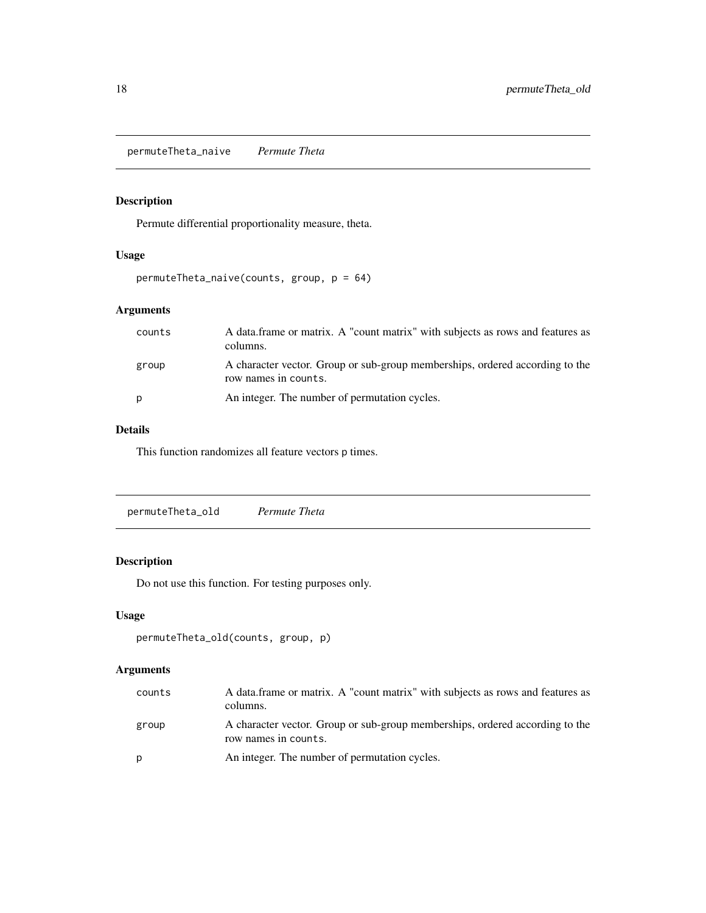## permuteTheta_naive *Permute Theta*

### Description

Permute differential proportionality measure, theta.

### Usage

```
permuteTheta_naive(counts, group, p = 64)
```

### Arguments

| | |
|---|---|
| counts | A data.frame or matrix. A "count matrix" with subjects as rows and features as columns. |
| group | A character vector. Group or sub-group memberships, ordered according to the row names in counts. |
| p | An integer. The number of permutation cycles. |

### Details

This function randomizes all feature vectors p times.

## permuteTheta_old *Permute Theta*

### Description

Do not use this function. For testing purposes only.

### Usage

```
permuteTheta_old(counts, group, p)
```

### Arguments

| | |
|---|---|
| counts | A data.frame or matrix. A "count matrix" with subjects as rows and features as columns. |
| group | A character vector. Group or sub-group memberships, ordered according to the row names in counts. |
| p | An integer. The number of permutation cycles. |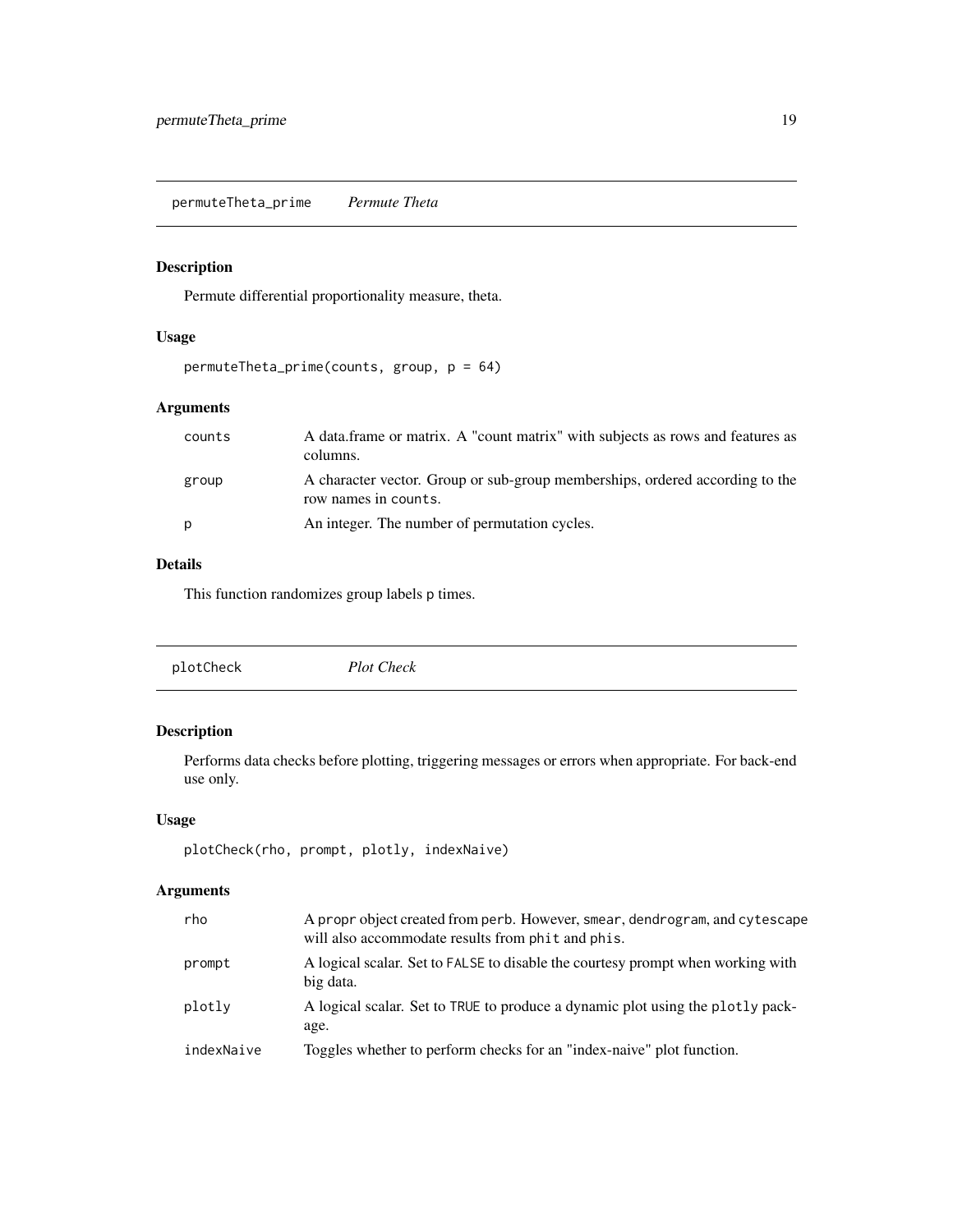## permuteTheta_prime *Permute Theta*

### Description

Permute differential proportionality measure, theta.

### Usage

```
permuteTheta_prime(counts, group, p = 64)
```

### Arguments

| | |
|---|---|
| counts | A data.frame or matrix. A "count matrix" with subjects as rows and features as columns. |
| group | A character vector. Group or sub-group memberships, ordered according to the row names in counts. |
| p | An integer. The number of permutation cycles. |

### Details

This function randomizes group labels p times.

## plotCheck *Plot Check*

### Description

Performs data checks before plotting, triggering messages or errors when appropriate. For back-end use only.

### Usage

```
plotCheck(rho, prompt, plotly, indexNaive)
```

### Arguments

| | |
|---|---|
| rho | A propr object created from perb. However, smear, dendrogram, and cytescape will also accommodate results from phit and phis. |
| prompt | A logical scalar. Set to FALSE to disable the courtesy prompt when working with big data. |
| plotly | A logical scalar. Set to TRUE to produce a dynamic plot using the plotly package. |
| indexNaive | Toggles whether to perform checks for an "index-naive" plot function. |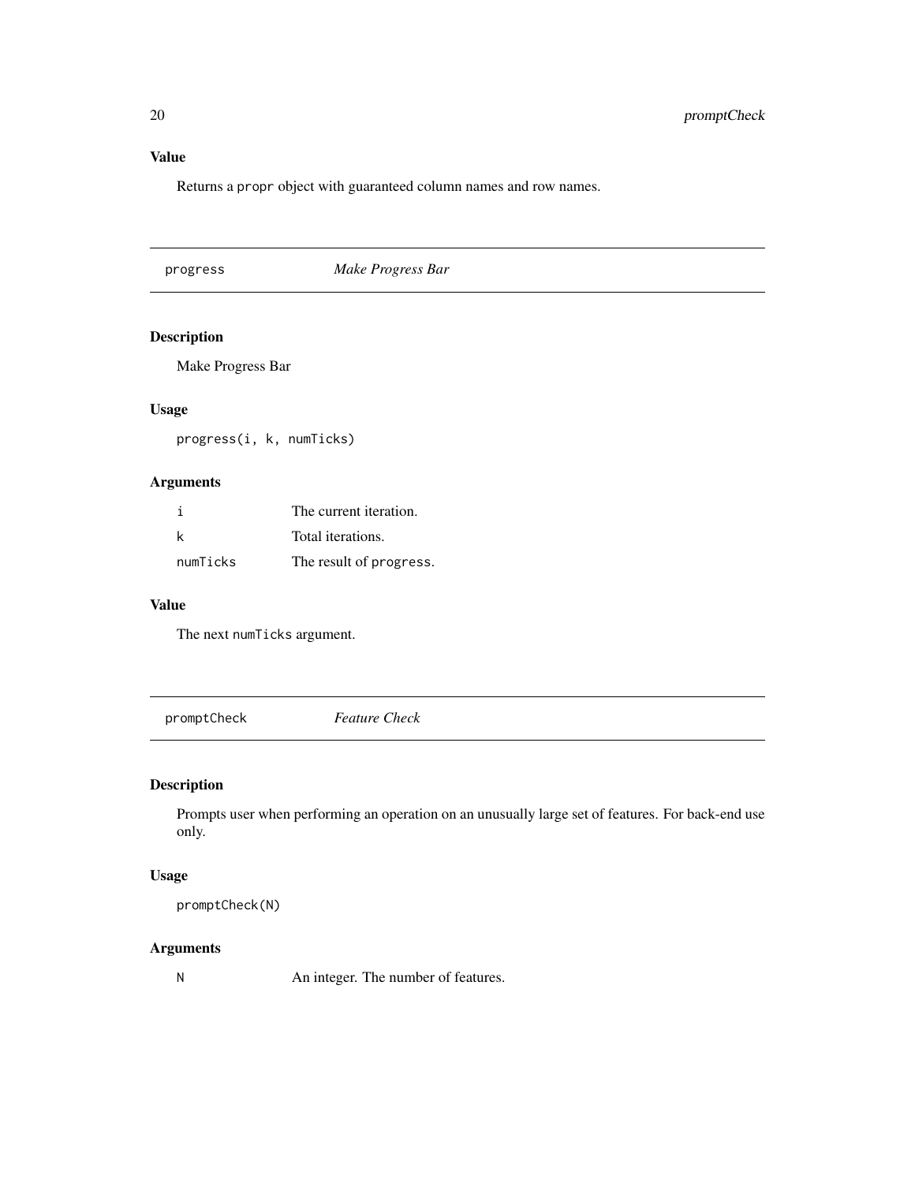### Value

Returns a `propr` object with guaranteed column names and row names.

---

## progress — *Make Progress Bar*

### Description

Make Progress Bar

### Usage

```
progress(i, k, numTicks)
```

### Arguments

| | |
|---|---|
| `i` | The current iteration. |
| `k` | Total iterations. |
| `numTicks` | The result of `progress`. |

### Value

The next `numTicks` argument.

---

## promptCheck — *Feature Check*

### Description

Prompts user when performing an operation on an unusually large set of features. For back-end use only.

### Usage

```
promptCheck(N)
```

### Arguments

| | |
|---|---|
| `N` | An integer. The number of features. |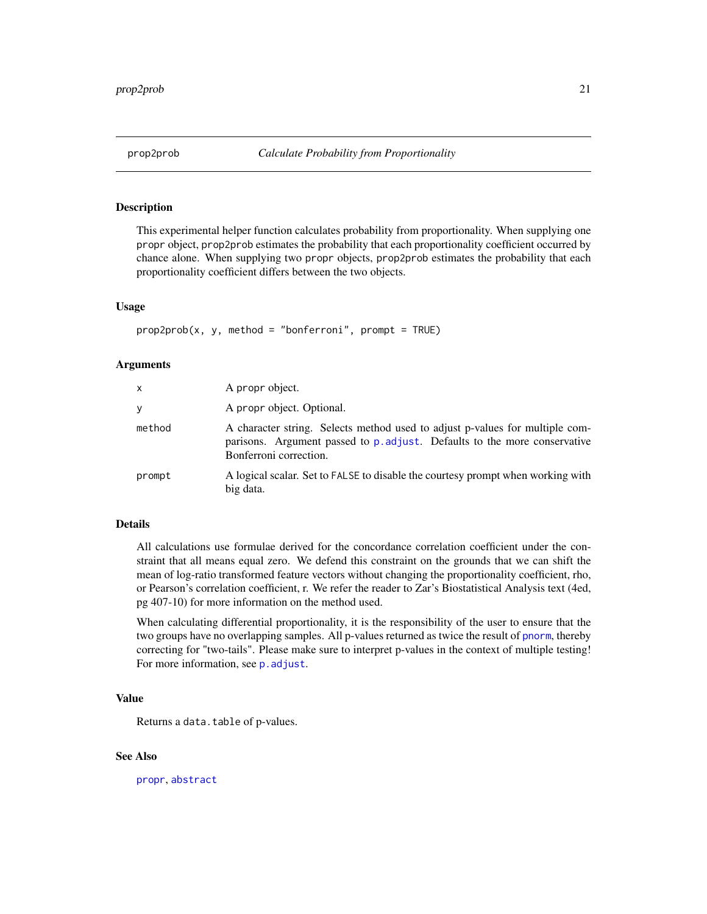# prop2prob — *Calculate Probability from Proportionality*

## Description

This experimental helper function calculates probability from proportionality. When supplying one `propr` object, `prop2prob` estimates the probability that each proportionality coefficient occurred by chance alone. When supplying two `propr` objects, `prop2prob` estimates the probability that each proportionality coefficient differs between the two objects.

## Usage

```
prop2prob(x, y, method = "bonferroni", prompt = TRUE)
```

## Arguments

| | |
|---|---|
| `x` | A `propr` object. |
| `y` | A `propr` object. Optional. |
| `method` | A character string. Selects method used to adjust p-values for multiple comparisons. Argument passed to `p.adjust`. Defaults to the more conservative Bonferroni correction. |
| `prompt` | A logical scalar. Set to `FALSE` to disable the courtesy prompt when working with big data. |

## Details

All calculations use formulae derived for the concordance correlation coefficient under the constraint that all means equal zero. We defend this constraint on the grounds that we can shift the mean of log-ratio transformed feature vectors without changing the proportionality coefficient, rho, or Pearson's correlation coefficient, r. We refer the reader to Zar's Biostatistical Analysis text (4ed, pg 407-10) for more information on the method used.

When calculating differential proportionality, it is the responsibility of the user to ensure that the two groups have no overlapping samples. All p-values returned as twice the result of `pnorm`, thereby correcting for "two-tails". Please make sure to interpret p-values in the context of multiple testing! For more information, see `p.adjust`.

## Value

Returns a `data.table` of p-values.

## See Also

`propr`, `abstract`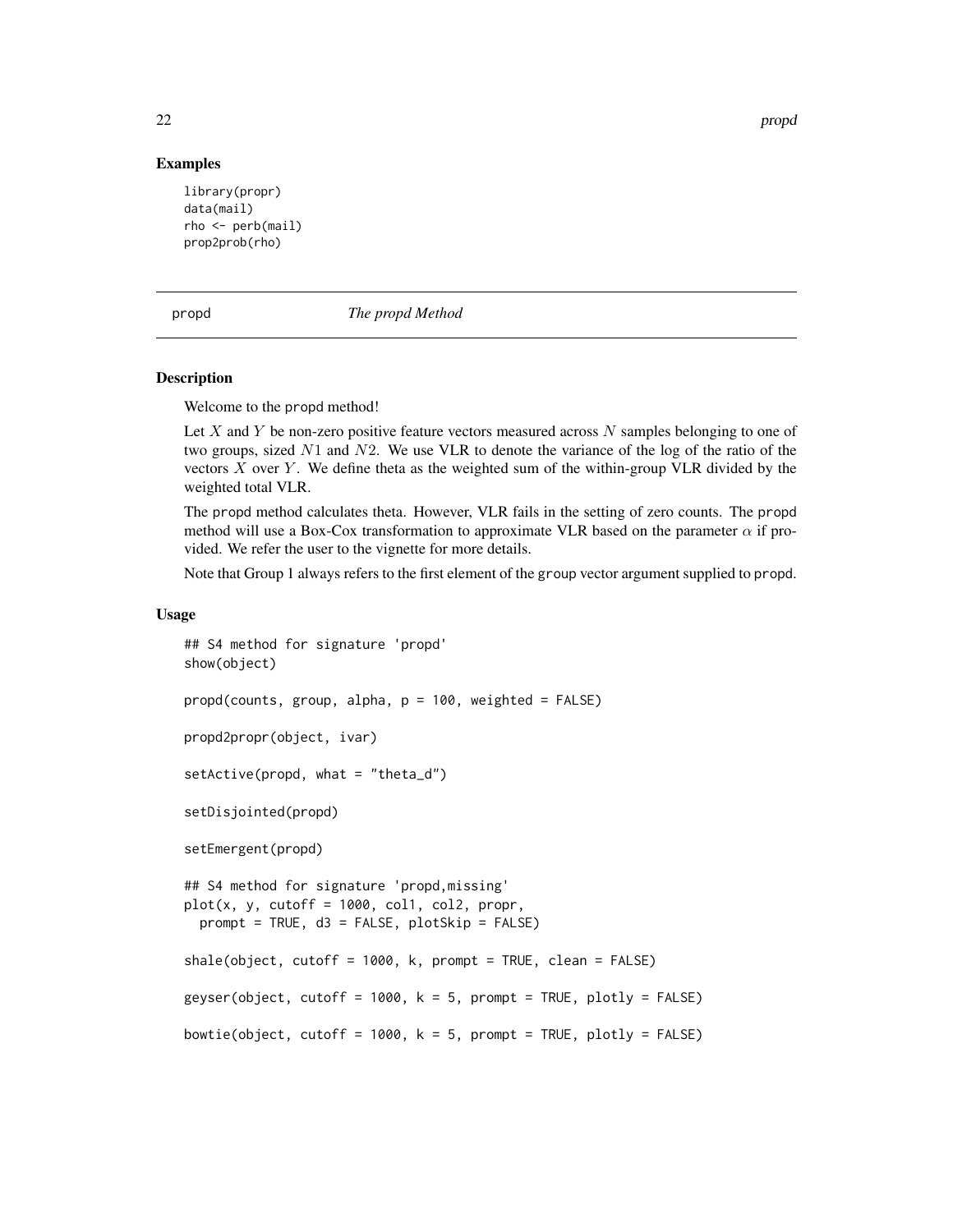## Examples

```
library(propr)
data(mail)
rho <- perb(mail)
prop2prob(rho)
```

---

propd *The propd Method*

---

## Description

Welcome to the propd method!

Let $X$ and $Y$ be non-zero positive feature vectors measured across $N$ samples belonging to one of two groups, sized $N1$ and $N2$. We use VLR to denote the variance of the log of the ratio of the vectors $X$ over $Y$. We define theta as the weighted sum of the within-group VLR divided by the weighted total VLR.

The propd method calculates theta. However, VLR fails in the setting of zero counts. The propd method will use a Box-Cox transformation to approximate VLR based on the parameter $\alpha$ if provided. We refer the user to the vignette for more details.

Note that Group 1 always refers to the first element of the group vector argument supplied to propd.

## Usage

```
## S4 method for signature 'propd'
show(object)

propd(counts, group, alpha, p = 100, weighted = FALSE)

propd2propr(object, ivar)

setActive(propd, what = "theta_d")

setDisjointed(propd)

setEmergent(propd)

## S4 method for signature 'propd,missing'
plot(x, y, cutoff = 1000, col1, col2, propr,
  prompt = TRUE, d3 = FALSE, plotSkip = FALSE)

shale(object, cutoff = 1000, k, prompt = TRUE, clean = FALSE)

geyser(object, cutoff = 1000, k = 5, prompt = TRUE, plotly = FALSE)

bowtie(object, cutoff = 1000, k = 5, prompt = TRUE, plotly = FALSE)
```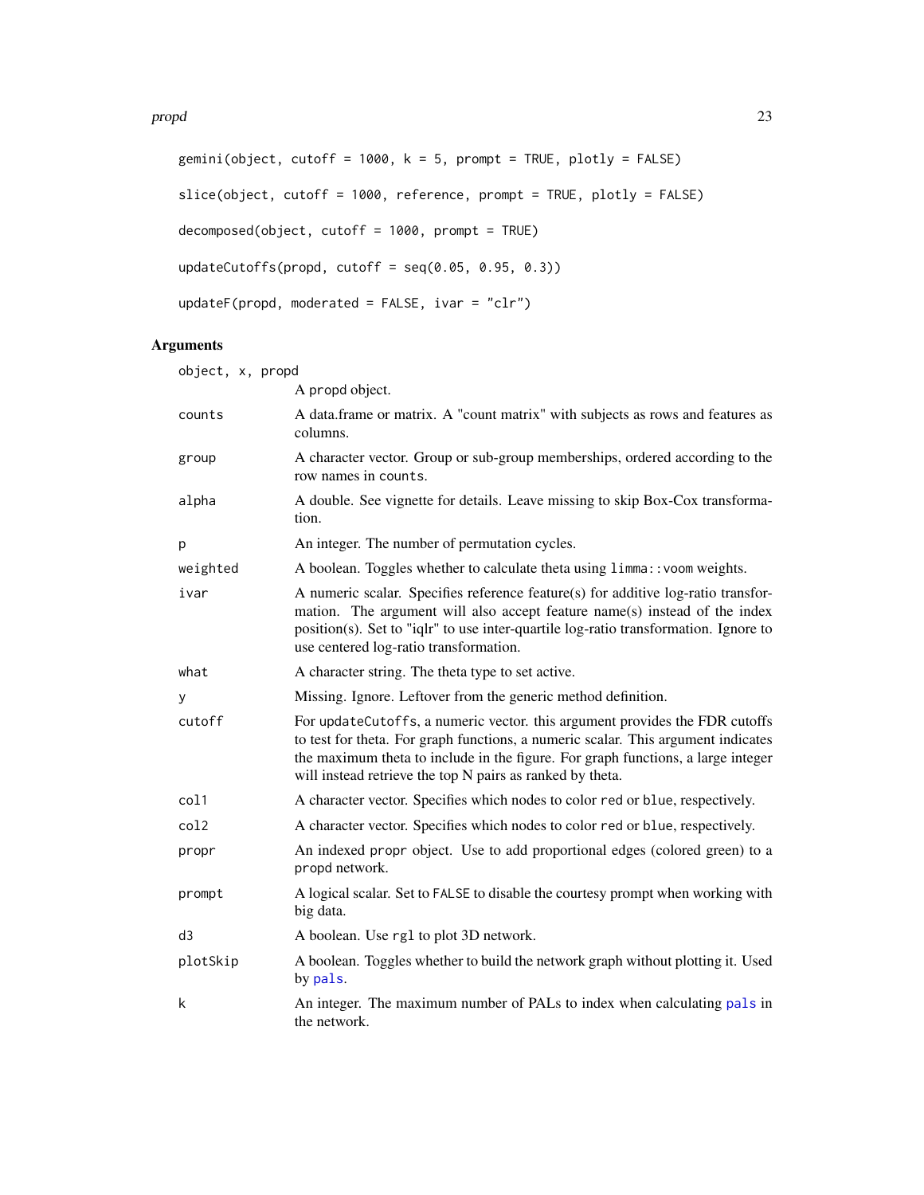```
gemini(object, cutoff = 1000, k = 5, prompt = TRUE, plotly = FALSE)

slice(object, cutoff = 1000, reference, prompt = TRUE, plotly = FALSE)

decomposed(object, cutoff = 1000, prompt = TRUE)

updateCutoffs(propd, cutoff = seq(0.05, 0.95, 0.3))

updateF(propd, moderated = FALSE, ivar = "clr")
```

## Arguments

| | |
|---|---|
| object, x, propd | A propd object. |
| counts | A data.frame or matrix. A "count matrix" with subjects as rows and features as columns. |
| group | A character vector. Group or sub-group memberships, ordered according to the row names in `counts`. |
| alpha | A double. See vignette for details. Leave missing to skip Box-Cox transformation. |
| p | An integer. The number of permutation cycles. |
| weighted | A boolean. Toggles whether to calculate theta using `limma::voom` weights. |
| ivar | A numeric scalar. Specifies reference feature(s) for additive log-ratio transformation. The argument will also accept feature name(s) instead of the index position(s). Set to "iqlr" to use inter-quartile log-ratio transformation. Ignore to use centered log-ratio transformation. |
| what | A character string. The theta type to set active. |
| y | Missing. Ignore. Leftover from the generic method definition. |
| cutoff | For `updateCutoffs`, a numeric vector. this argument provides the FDR cutoffs to test for theta. For graph functions, a numeric scalar. This argument indicates the maximum theta to include in the figure. For graph functions, a large integer will instead retrieve the top N pairs as ranked by theta. |
| col1 | A character vector. Specifies which nodes to color `red` or `blue`, respectively. |
| col2 | A character vector. Specifies which nodes to color `red` or `blue`, respectively. |
| propr | An indexed `propr` object. Use to add proportional edges (colored green) to a `propd` network. |
| prompt | A logical scalar. Set to `FALSE` to disable the courtesy prompt when working with big data. |
| d3 | A boolean. Use `rgl` to plot 3D network. |
| plotSkip | A boolean. Toggles whether to build the network graph without plotting it. Used by `pals`. |
| k | An integer. The maximum number of PALs to index when calculating `pals` in the network. |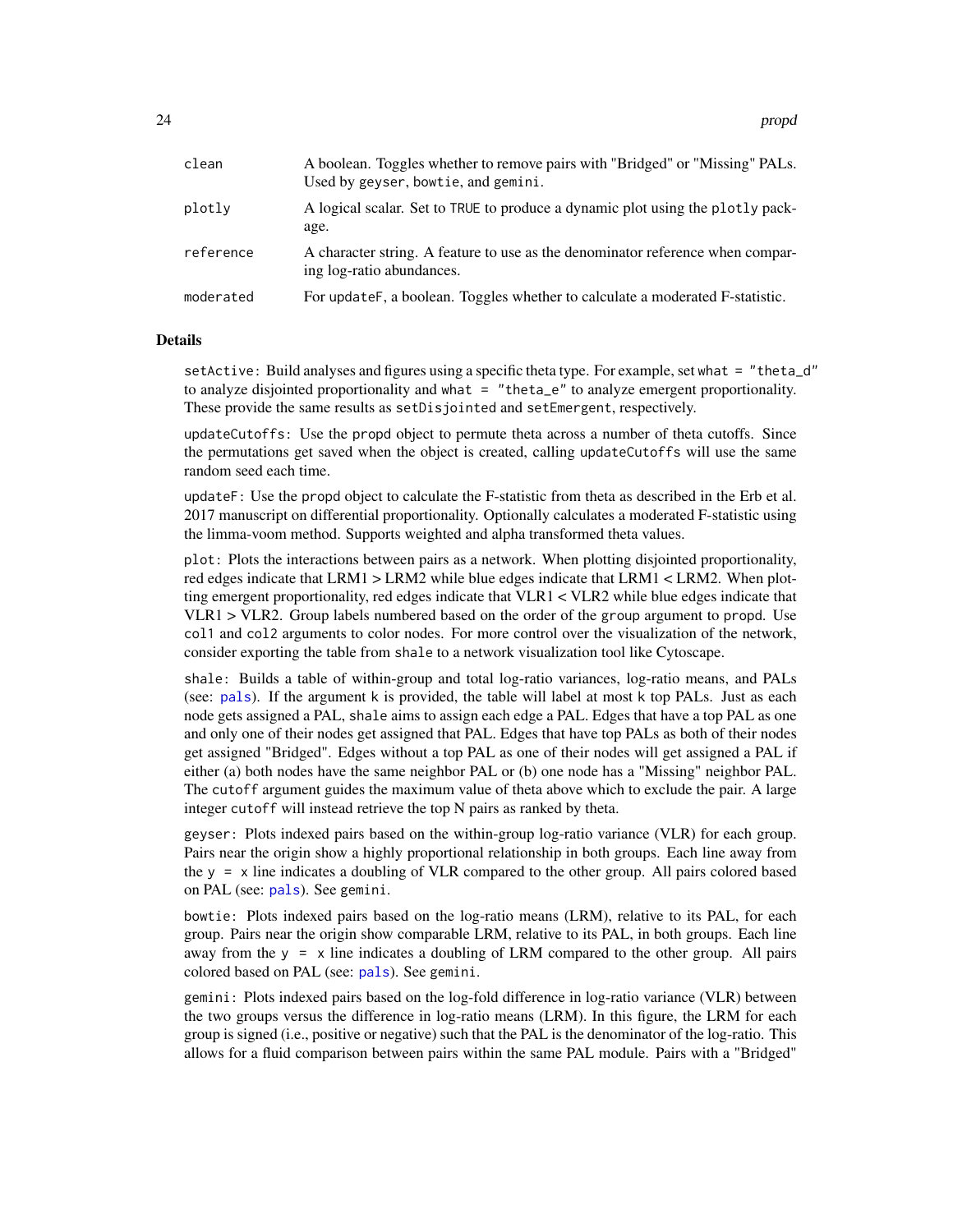| | |
|---|---|
| clean | A boolean. Toggles whether to remove pairs with "Bridged" or "Missing" PALs. Used by geyser, bowtie, and gemini. |
| plotly | A logical scalar. Set to TRUE to produce a dynamic plot using the plotly package. |
| reference | A character string. A feature to use as the denominator reference when comparing log-ratio abundances. |
| moderated | For updateF, a boolean. Toggles whether to calculate a moderated F-statistic. |

### Details

setActive: Build analyses and figures using a specific theta type. For example, set what = "theta_d" to analyze disjointed proportionality and what = "theta_e" to analyze emergent proportionality. These provide the same results as setDisjointed and setEmergent, respectively.

updateCutoffs: Use the propd object to permute theta across a number of theta cutoffs. Since the permutations get saved when the object is created, calling updateCutoffs will use the same random seed each time.

updateF: Use the propd object to calculate the F-statistic from theta as described in the Erb et al. 2017 manuscript on differential proportionality. Optionally calculates a moderated F-statistic using the limma-voom method. Supports weighted and alpha transformed theta values.

plot: Plots the interactions between pairs as a network. When plotting disjointed proportionality, red edges indicate that LRM1 > LRM2 while blue edges indicate that LRM1 < LRM2. When plotting emergent proportionality, red edges indicate that VLR1 < VLR2 while blue edges indicate that VLR1 > VLR2. Group labels numbered based on the order of the group argument to propd. Use col1 and col2 arguments to color nodes. For more control over the visualization of the network, consider exporting the table from shale to a network visualization tool like Cytoscape.

shale: Builds a table of within-group and total log-ratio variances, log-ratio means, and PALs (see: pals). If the argument k is provided, the table will label at most k top PALs. Just as each node gets assigned a PAL, shale aims to assign each edge a PAL. Edges that have a top PAL as one and only one of their nodes get assigned that PAL. Edges that have top PALs as both of their nodes get assigned "Bridged". Edges without a top PAL as one of their nodes will get assigned a PAL if either (a) both nodes have the same neighbor PAL or (b) one node has a "Missing" neighbor PAL. The cutoff argument guides the maximum value of theta above which to exclude the pair. A large integer cutoff will instead retrieve the top N pairs as ranked by theta.

geyser: Plots indexed pairs based on the within-group log-ratio variance (VLR) for each group. Pairs near the origin show a highly proportional relationship in both groups. Each line away from the y = x line indicates a doubling of VLR compared to the other group. All pairs colored based on PAL (see: pals). See gemini.

bowtie: Plots indexed pairs based on the log-ratio means (LRM), relative to its PAL, for each group. Pairs near the origin show comparable LRM, relative to its PAL, in both groups. Each line away from the y = x line indicates a doubling of LRM compared to the other group. All pairs colored based on PAL (see: pals). See gemini.

gemini: Plots indexed pairs based on the log-fold difference in log-ratio variance (VLR) between the two groups versus the difference in log-ratio means (LRM). In this figure, the LRM for each group is signed (i.e., positive or negative) such that the PAL is the denominator of the log-ratio. This allows for a fluid comparison between pairs within the same PAL module. Pairs with a "Bridged"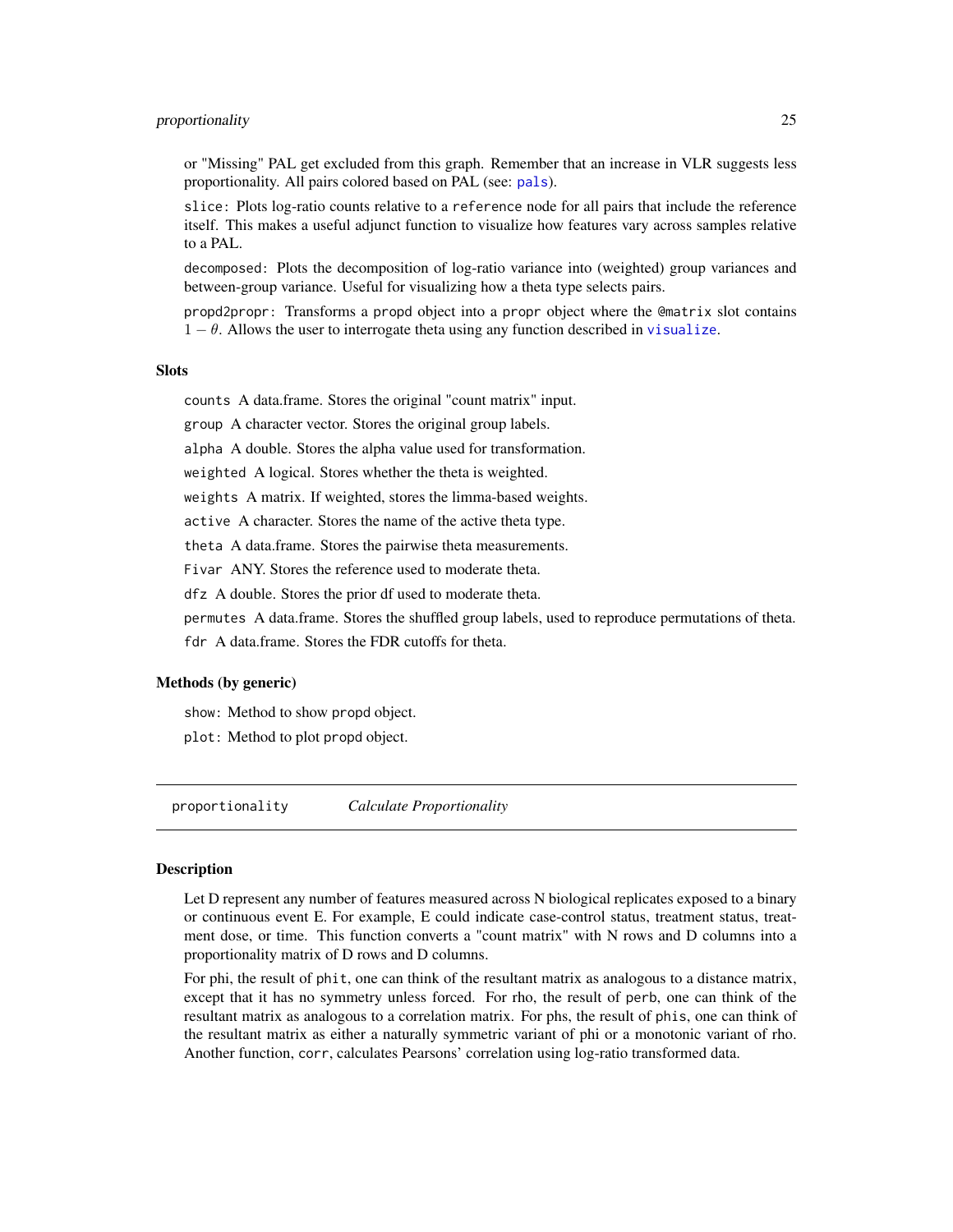or "Missing" PAL get excluded from this graph. Remember that an increase in VLR suggests less proportionality. All pairs colored based on PAL (see: pals).

slice: Plots log-ratio counts relative to a reference node for all pairs that include the reference itself. This makes a useful adjunct function to visualize how features vary across samples relative to a PAL.

decomposed: Plots the decomposition of log-ratio variance into (weighted) group variances and between-group variance. Useful for visualizing how a theta type selects pairs.

propd2propr: Transforms a propd object into a propr object where the @matrix slot contains $1 - \theta$. Allows the user to interrogate theta using any function described in visualize.

### Slots

counts A data.frame. Stores the original "count matrix" input.

group A character vector. Stores the original group labels.

alpha A double. Stores the alpha value used for transformation.

weighted A logical. Stores whether the theta is weighted.

weights A matrix. If weighted, stores the limma-based weights.

active A character. Stores the name of the active theta type.

theta A data.frame. Stores the pairwise theta measurements.

Fivar ANY. Stores the reference used to moderate theta.

dfz A double. Stores the prior df used to moderate theta.

permutes A data.frame. Stores the shuffled group labels, used to reproduce permutations of theta.

fdr A data.frame. Stores the FDR cutoffs for theta.

### Methods (by generic)

show: Method to show propd object.

plot: Method to plot propd object.

---

## proportionality *Calculate Proportionality*

### Description

Let D represent any number of features measured across N biological replicates exposed to a binary or continuous event E. For example, E could indicate case-control status, treatment status, treatment dose, or time. This function converts a "count matrix" with N rows and D columns into a proportionality matrix of D rows and D columns.

For phi, the result of phit, one can think of the resultant matrix as analogous to a distance matrix, except that it has no symmetry unless forced. For rho, the result of perb, one can think of the resultant matrix as analogous to a correlation matrix. For phs, the result of phis, one can think of the resultant matrix as either a naturally symmetric variant of phi or a monotonic variant of rho. Another function, corr, calculates Pearsons' correlation using log-ratio transformed data.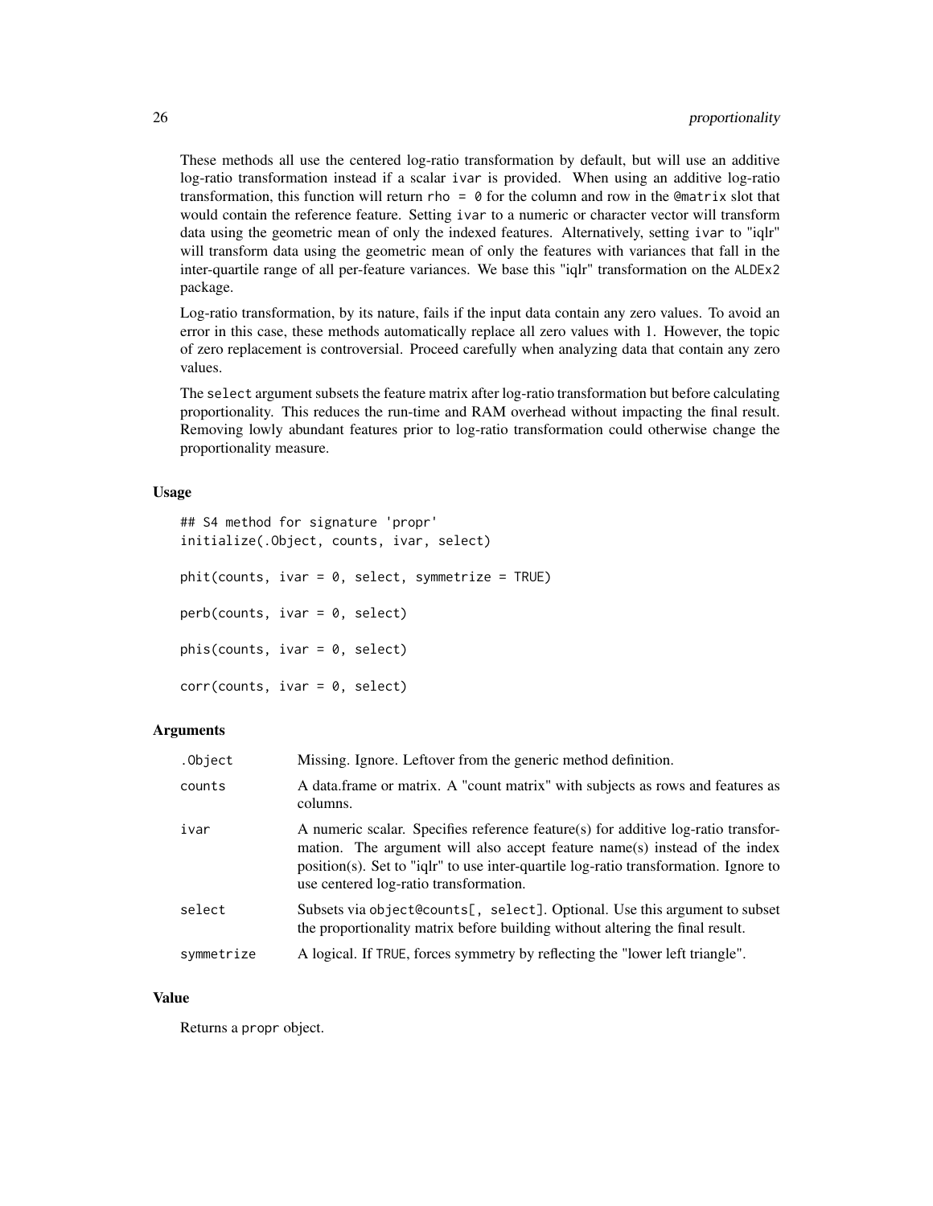These methods all use the centered log-ratio transformation by default, but will use an additive log-ratio transformation instead if a scalar `ivar` is provided. When using an additive log-ratio transformation, this function will return `rho = 0` for the column and row in the `@matrix` slot that would contain the reference feature. Setting `ivar` to a numeric or character vector will transform data using the geometric mean of only the indexed features. Alternatively, setting `ivar` to "iqlr" will transform data using the geometric mean of only the features with variances that fall in the inter-quartile range of all per-feature variances. We base this "iqlr" transformation on the ALDEx2 package.

Log-ratio transformation, by its nature, fails if the input data contain any zero values. To avoid an error in this case, these methods automatically replace all zero values with 1. However, the topic of zero replacement is controversial. Proceed carefully when analyzing data that contain any zero values.

The `select` argument subsets the feature matrix after log-ratio transformation but before calculating proportionality. This reduces the run-time and RAM overhead without impacting the final result. Removing lowly abundant features prior to log-ratio transformation could otherwise change the proportionality measure.

### Usage

```
## S4 method for signature 'propr'
initialize(.Object, counts, ivar, select)

phit(counts, ivar = 0, select, symmetrize = TRUE)

perb(counts, ivar = 0, select)

phis(counts, ivar = 0, select)

corr(counts, ivar = 0, select)
```

### Arguments

| | |
|---|---|
| `.Object` | Missing. Ignore. Leftover from the generic method definition. |
| `counts` | A data.frame or matrix. A "count matrix" with subjects as rows and features as columns. |
| `ivar` | A numeric scalar. Specifies reference feature(s) for additive log-ratio transformation. The argument will also accept feature name(s) instead of the index position(s). Set to "iqlr" to use inter-quartile log-ratio transformation. Ignore to use centered log-ratio transformation. |
| `select` | Subsets via `object@counts[, select]`. Optional. Use this argument to subset the proportionality matrix before building without altering the final result. |
| `symmetrize` | A logical. If TRUE, forces symmetry by reflecting the "lower left triangle". |

### Value

Returns a `propr` object.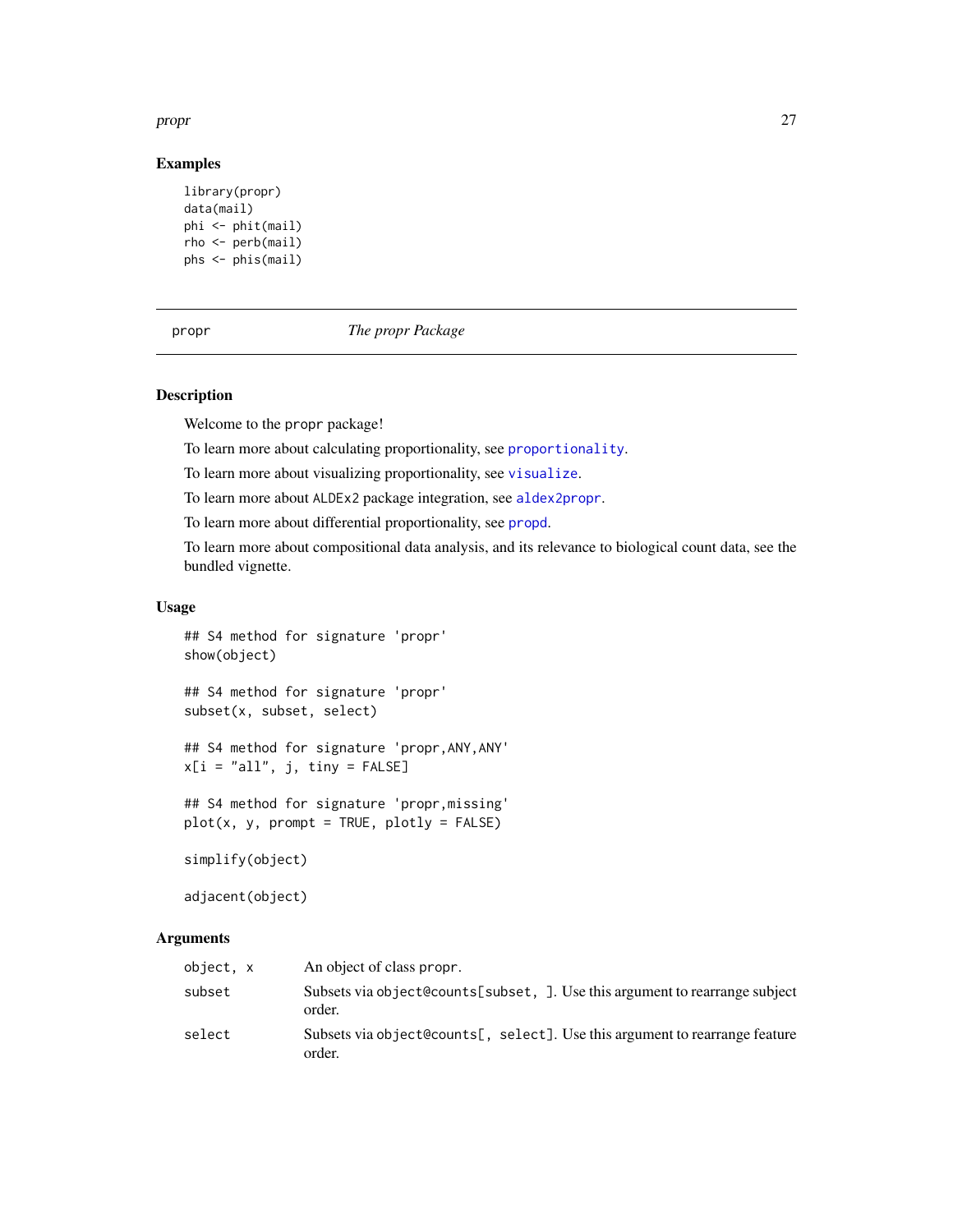## Examples

```
library(propr)
data(mail)
phi <- phit(mail)
rho <- perb(mail)
phs <- phis(mail)
```

---

# propr — *The propr Package*

## Description

Welcome to the `propr` package!

To learn more about calculating proportionality, see `proportionality`.

To learn more about visualizing proportionality, see `visualize`.

To learn more about `ALDEx2` package integration, see `aldex2propr`.

To learn more about differential proportionality, see `propd`.

To learn more about compositional data analysis, and its relevance to biological count data, see the bundled vignette.

## Usage

```
## S4 method for signature 'propr'
show(object)

## S4 method for signature 'propr'
subset(x, subset, select)

## S4 method for signature 'propr,ANY,ANY'
x[i = "all", j, tiny = FALSE]

## S4 method for signature 'propr,missing'
plot(x, y, prompt = TRUE, plotly = FALSE)

simplify(object)

adjacent(object)
```

## Arguments

| | |
|---|---|
| `object, x` | An object of class `propr`. |
| `subset` | Subsets via `object@counts[subset, ]`. Use this argument to rearrange subject order. |
| `select` | Subsets via `object@counts[, select]`. Use this argument to rearrange feature order. |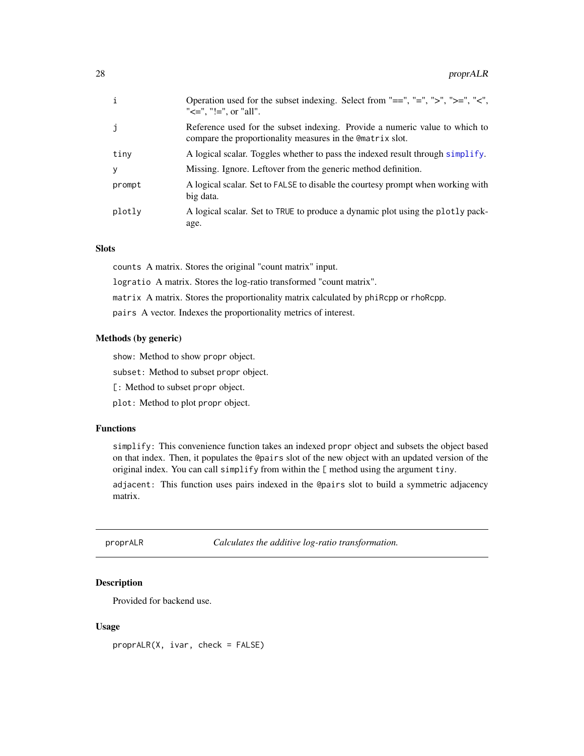| | |
|---|---|
| i | Operation used for the subset indexing. Select from "==", "=", ">", ">=", "<", "<=", "!=", or "all". |
| j | Reference used for the subset indexing. Provide a numeric value to which to compare the proportionality measures in the @matrix slot. |
| tiny | A logical scalar. Toggles whether to pass the indexed result through simplify. |
| y | Missing. Ignore. Leftover from the generic method definition. |
| prompt | A logical scalar. Set to FALSE to disable the courtesy prompt when working with big data. |
| plotly | A logical scalar. Set to TRUE to produce a dynamic plot using the plotly package. |

### Slots

counts A matrix. Stores the original "count matrix" input.

logratio A matrix. Stores the log-ratio transformed "count matrix".

matrix A matrix. Stores the proportionality matrix calculated by phiRcpp or rhoRcpp.

pairs A vector. Indexes the proportionality metrics of interest.

### Methods (by generic)

show: Method to show propr object.

subset: Method to subset propr object.

[: Method to subset propr object.

plot: Method to plot propr object.

### Functions

simplify: This convenience function takes an indexed propr object and subsets the object based on that index. Then, it populates the @pairs slot of the new object with an updated version of the original index. You can call simplify from within the [ method using the argument tiny.

adjacent: This function uses pairs indexed in the @pairs slot to build a symmetric adjacency matrix.

---

## proprALR — *Calculates the additive log-ratio transformation.*

---

### Description

Provided for backend use.

### Usage

```
proprALR(X, ivar, check = FALSE)
```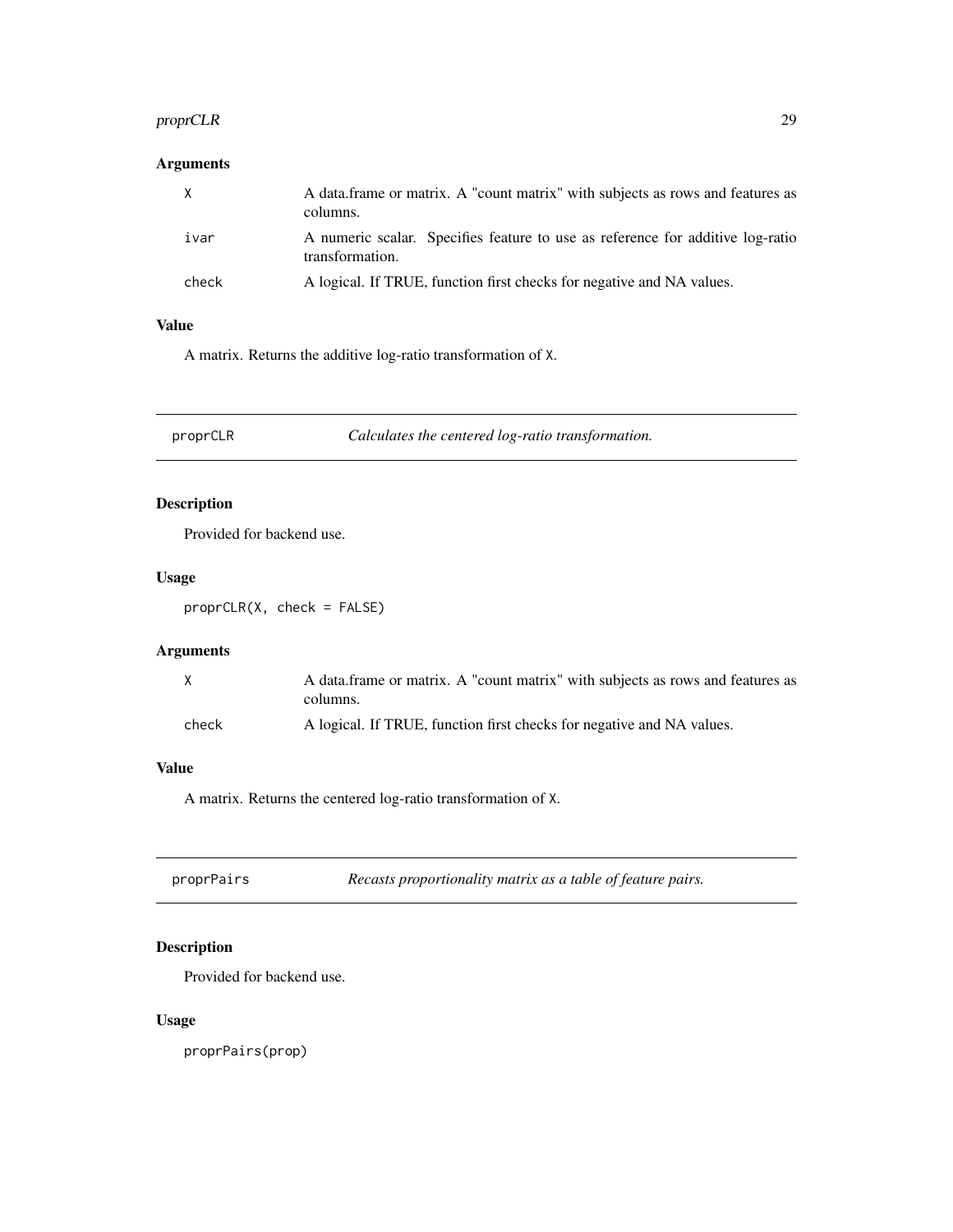### Arguments

| | |
|---|---|
| `X` | A data.frame or matrix. A "count matrix" with subjects as rows and features as columns. |
| `ivar` | A numeric scalar. Specifies feature to use as reference for additive log-ratio transformation. |
| `check` | A logical. If TRUE, function first checks for negative and NA values. |

### Value

A matrix. Returns the additive log-ratio transformation of `X`.

---

## proprCLR    *Calculates the centered log-ratio transformation.*

### Description

Provided for backend use.

### Usage

```
proprCLR(X, check = FALSE)
```

### Arguments

| | |
|---|---|
| `X` | A data.frame or matrix. A "count matrix" with subjects as rows and features as columns. |
| `check` | A logical. If TRUE, function first checks for negative and NA values. |

### Value

A matrix. Returns the centered log-ratio transformation of `X`.

---

## proprPairs    *Recasts proportionality matrix as a table of feature pairs.*

### Description

Provided for backend use.

### Usage

```
proprPairs(prop)
```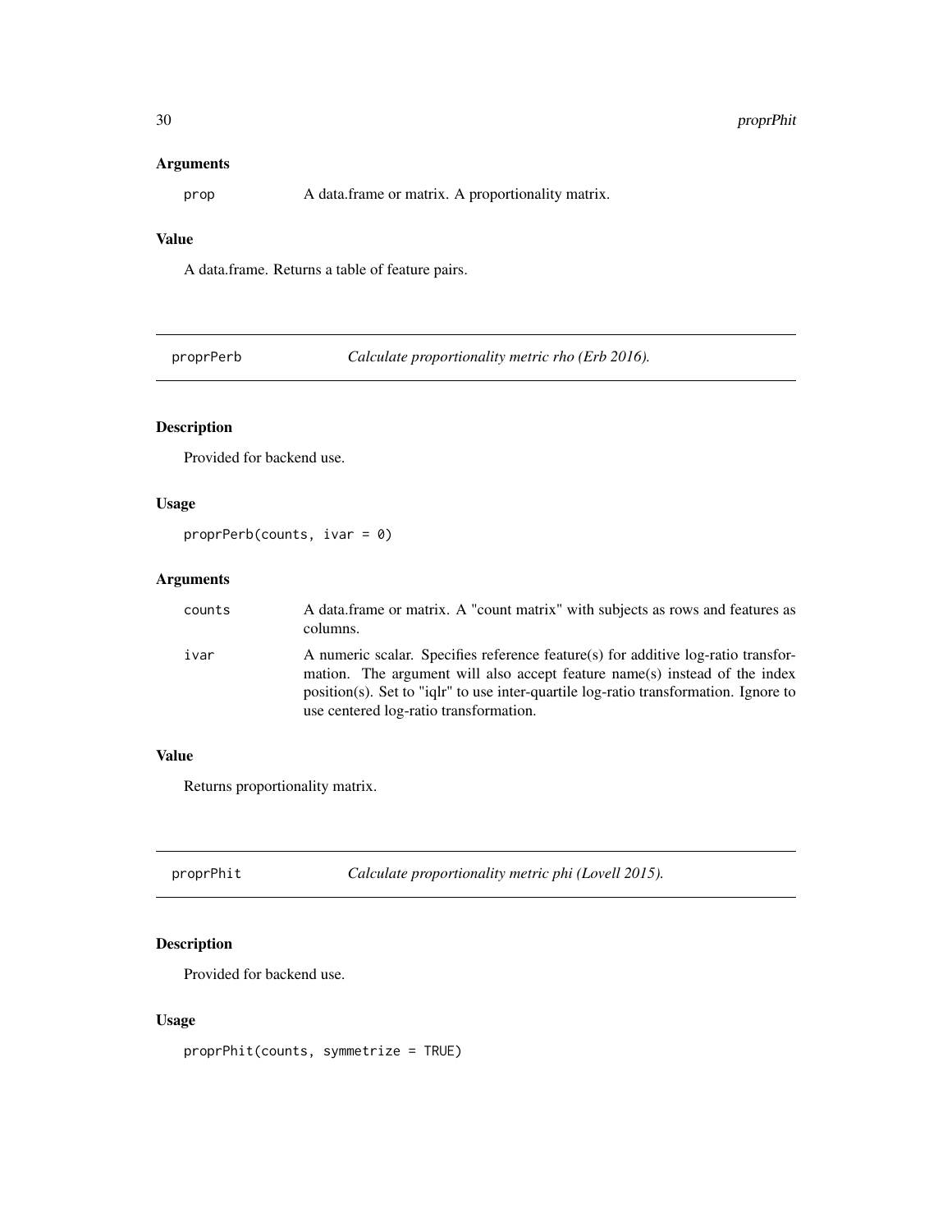### Arguments

| | |
|---|---|
| prop | A data.frame or matrix. A proportionality matrix. |

### Value

A data.frame. Returns a table of feature pairs.

---

## proprPerb — *Calculate proportionality metric rho (Erb 2016).*

### Description

Provided for backend use.

### Usage

```
proprPerb(counts, ivar = 0)
```

### Arguments

| | |
|---|---|
| counts | A data.frame or matrix. A "count matrix" with subjects as rows and features as columns. |
| ivar | A numeric scalar. Specifies reference feature(s) for additive log-ratio transformation. The argument will also accept feature name(s) instead of the index position(s). Set to "iqlr" to use inter-quartile log-ratio transformation. Ignore to use centered log-ratio transformation. |

### Value

Returns proportionality matrix.

---

## proprPhit — *Calculate proportionality metric phi (Lovell 2015).*

### Description

Provided for backend use.

### Usage

```
proprPhit(counts, symmetrize = TRUE)
```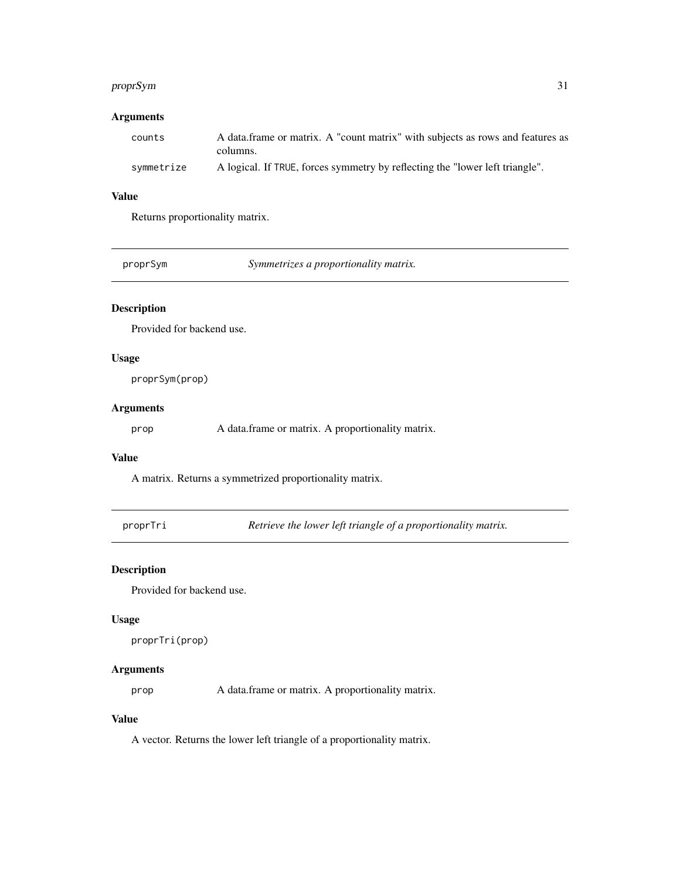### Arguments

| | |
|---|---|
| `counts` | A data.frame or matrix. A "count matrix" with subjects as rows and features as columns. |
| `symmetrize` | A logical. If `TRUE`, forces symmetry by reflecting the "lower left triangle". |

### Value

Returns proportionality matrix.

---

## proprSym — *Symmetrizes a proportionality matrix.*

### Description

Provided for backend use.

### Usage

```
proprSym(prop)
```

### Arguments

| | |
|---|---|
| `prop` | A data.frame or matrix. A proportionality matrix. |

### Value

A matrix. Returns a symmetrized proportionality matrix.

---

## proprTri — *Retrieve the lower left triangle of a proportionality matrix.*

### Description

Provided for backend use.

### Usage

```
proprTri(prop)
```

### Arguments

| | |
|---|---|
| `prop` | A data.frame or matrix. A proportionality matrix. |

### Value

A vector. Returns the lower left triangle of a proportionality matrix.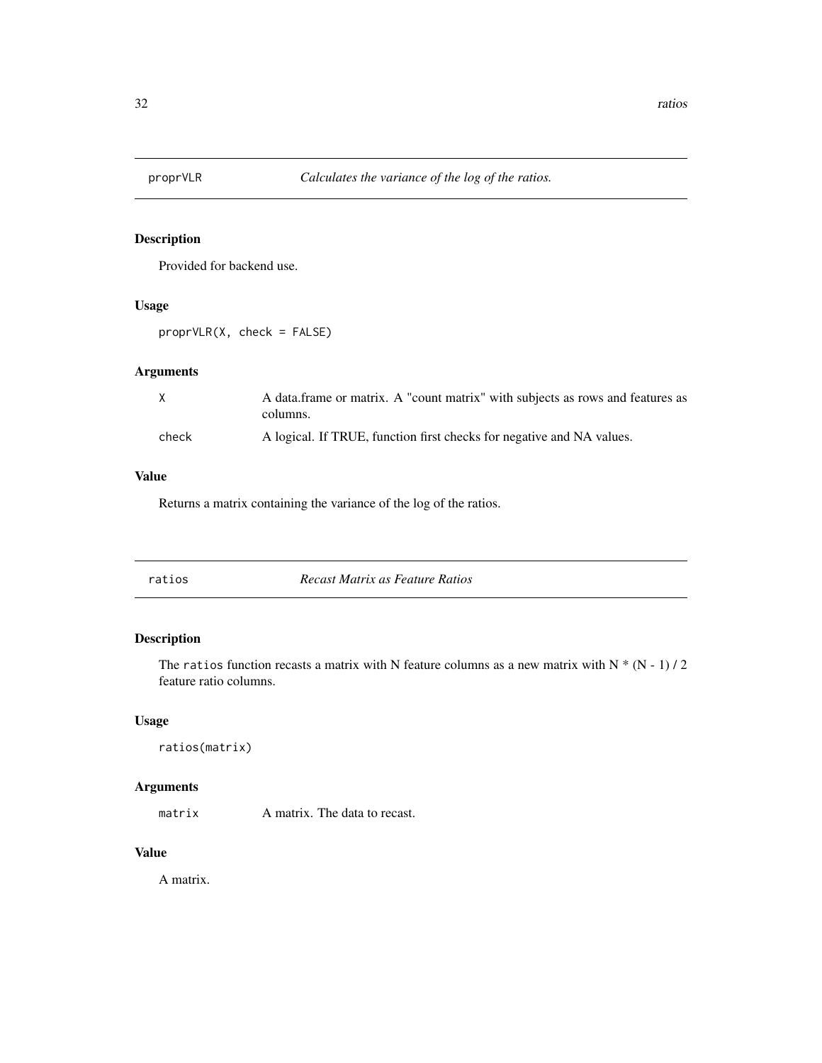## proprVLR *Calculates the variance of the log of the ratios.*

### Description

Provided for backend use.

### Usage

```
proprVLR(X, check = FALSE)
```

### Arguments

| | |
|---|---|
| X | A data.frame or matrix. A "count matrix" with subjects as rows and features as columns. |
| check | A logical. If TRUE, function first checks for negative and NA values. |

### Value

Returns a matrix containing the variance of the log of the ratios.

## ratios *Recast Matrix as Feature Ratios*

### Description

The `ratios` function recasts a matrix with N feature columns as a new matrix with $N * (N - 1) / 2$ feature ratio columns.

### Usage

```
ratios(matrix)
```

### Arguments

| | |
|---|---|
| matrix | A matrix. The data to recast. |

### Value

A matrix.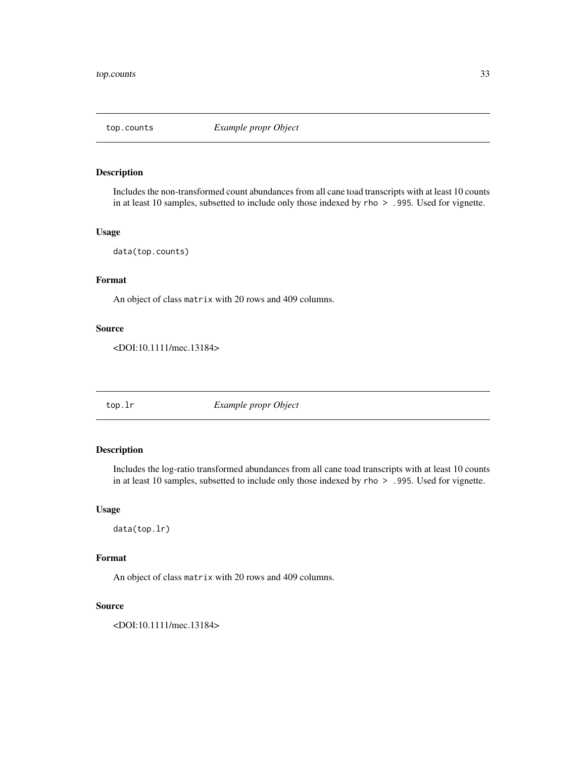## top.counts *Example propr Object*

### Description

Includes the non-transformed count abundances from all cane toad transcripts with at least 10 counts in at least 10 samples, subsetted to include only those indexed by `rho > .995`. Used for vignette.

### Usage

```
data(top.counts)
```

### Format

An object of class `matrix` with 20 rows and 409 columns.

### Source

<DOI:10.1111/mec.13184>

## top.lr *Example propr Object*

### Description

Includes the log-ratio transformed abundances from all cane toad transcripts with at least 10 counts in at least 10 samples, subsetted to include only those indexed by `rho > .995`. Used for vignette.

### Usage

```
data(top.lr)
```

### Format

An object of class `matrix` with 20 rows and 409 columns.

### Source

<DOI:10.1111/mec.13184>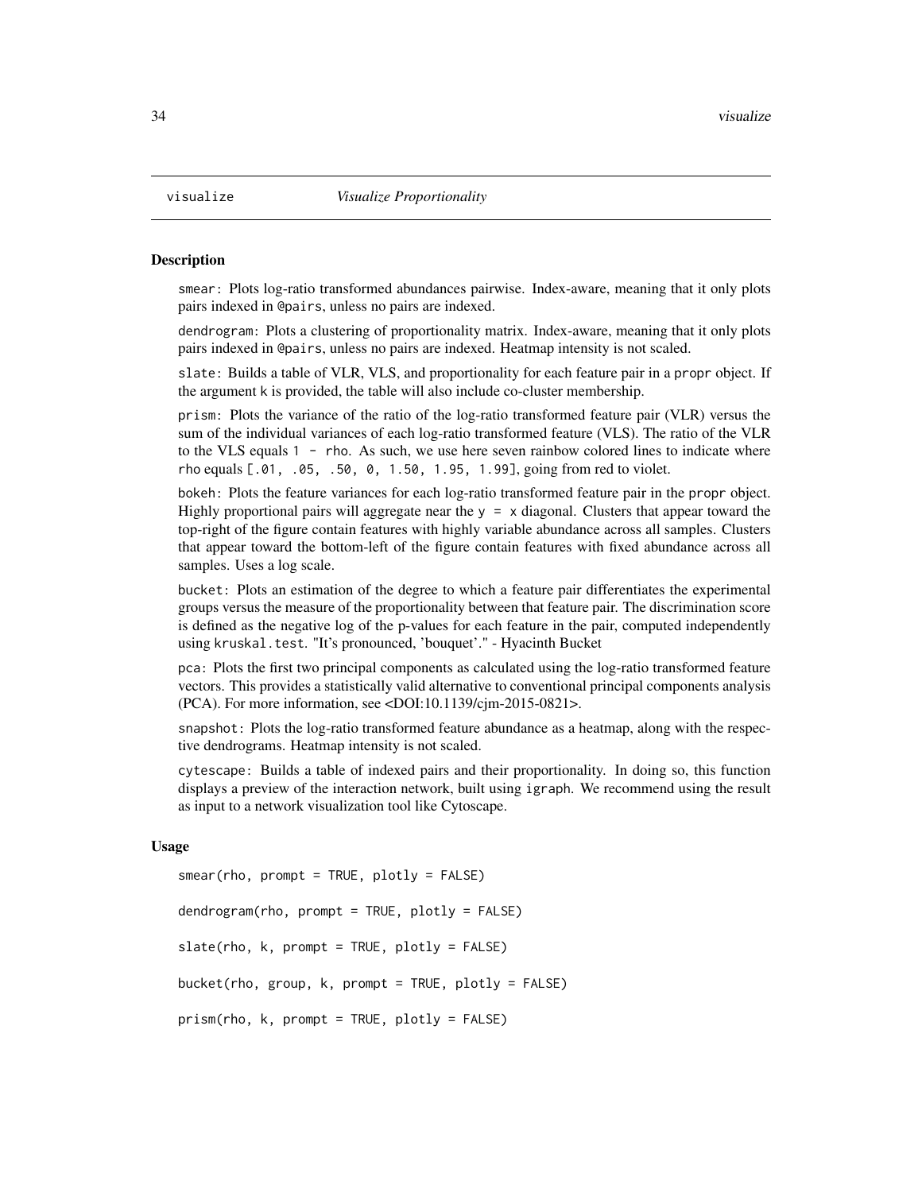## visualize — *Visualize Proportionality*

### Description

`smear`: Plots log-ratio transformed abundances pairwise. Index-aware, meaning that it only plots pairs indexed in `@pairs`, unless no pairs are indexed.

`dendrogram`: Plots a clustering of proportionality matrix. Index-aware, meaning that it only plots pairs indexed in `@pairs`, unless no pairs are indexed. Heatmap intensity is not scaled.

`slate`: Builds a table of VLR, VLS, and proportionality for each feature pair in a `propr` object. If the argument `k` is provided, the table will also include co-cluster membership.

`prism`: Plots the variance of the ratio of the log-ratio transformed feature pair (VLR) versus the sum of the individual variances of each log-ratio transformed feature (VLS). The ratio of the VLR to the VLS equals `1 - rho`. As such, we use here seven rainbow colored lines to indicate where `rho` equals `[.01, .05, .50, 0, 1.50, 1.95, 1.99]`, going from red to violet.

`bokeh`: Plots the feature variances for each log-ratio transformed feature pair in the `propr` object. Highly proportional pairs will aggregate near the `y = x` diagonal. Clusters that appear toward the top-right of the figure contain features with highly variable abundance across all samples. Clusters that appear toward the bottom-left of the figure contain features with fixed abundance across all samples. Uses a log scale.

`bucket`: Plots an estimation of the degree to which a feature pair differentiates the experimental groups versus the measure of the proportionality between that feature pair. The discrimination score is defined as the negative log of the p-values for each feature in the pair, computed independently using `kruskal.test`. "It's pronounced, 'bouquet'." - Hyacinth Bucket

`pca`: Plots the first two principal components as calculated using the log-ratio transformed feature vectors. This provides a statistically valid alternative to conventional principal components analysis (PCA). For more information, see <DOI:10.1139/cjm-2015-0821>.

`snapshot`: Plots the log-ratio transformed feature abundance as a heatmap, along with the respective dendrograms. Heatmap intensity is not scaled.

`cytescape`: Builds a table of indexed pairs and their proportionality. In doing so, this function displays a preview of the interaction network, built using `igraph`. We recommend using the result as input to a network visualization tool like Cytoscape.

### Usage

```
smear(rho, prompt = TRUE, plotly = FALSE)

dendrogram(rho, prompt = TRUE, plotly = FALSE)

slate(rho, k, prompt = TRUE, plotly = FALSE)

bucket(rho, group, k, prompt = TRUE, plotly = FALSE)

prism(rho, k, prompt = TRUE, plotly = FALSE)
```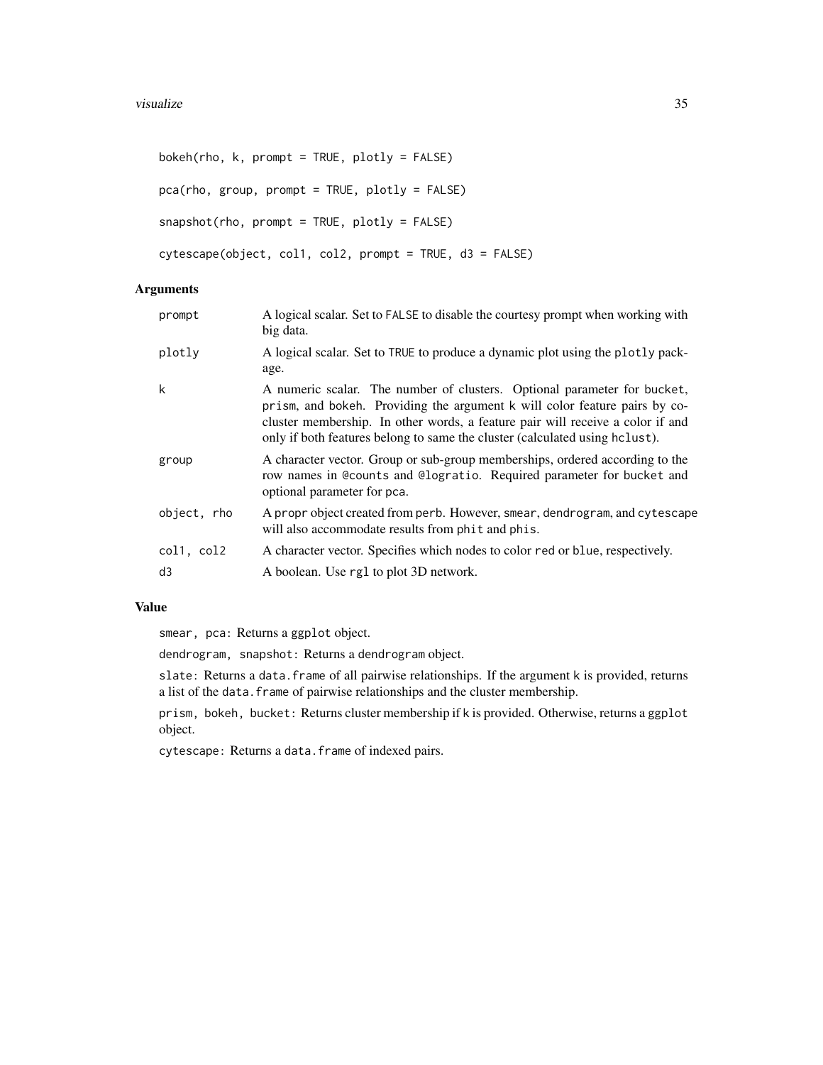```
bokeh(rho, k, prompt = TRUE, plotly = FALSE)

pca(rho, group, prompt = TRUE, plotly = FALSE)

snapshot(rho, prompt = TRUE, plotly = FALSE)

cytescape(object, col1, col2, prompt = TRUE, d3 = FALSE)
```

## Arguments

| | |
|---|---|
| prompt | A logical scalar. Set to FALSE to disable the courtesy prompt when working with big data. |
| plotly | A logical scalar. Set to TRUE to produce a dynamic plot using the plotly package. |
| k | A numeric scalar. The number of clusters. Optional parameter for bucket, prism, and bokeh. Providing the argument k will color feature pairs by co-cluster membership. In other words, a feature pair will receive a color if and only if both features belong to same the cluster (calculated using hclust). |
| group | A character vector. Group or sub-group memberships, ordered according to the row names in @counts and @logratio. Required parameter for bucket and optional parameter for pca. |
| object, rho | A propr object created from perb. However, smear, dendrogram, and cytescape will also accommodate results from phit and phis. |
| col1, col2 | A character vector. Specifies which nodes to color red or blue, respectively. |
| d3 | A boolean. Use rgl to plot 3D network. |

## Value

smear, pca: Returns a ggplot object.

dendrogram, snapshot: Returns a dendrogram object.

slate: Returns a data.frame of all pairwise relationships. If the argument k is provided, returns a list of the data.frame of pairwise relationships and the cluster membership.

prism, bokeh, bucket: Returns cluster membership if k is provided. Otherwise, returns a ggplot object.

cytescape: Returns a data.frame of indexed pairs.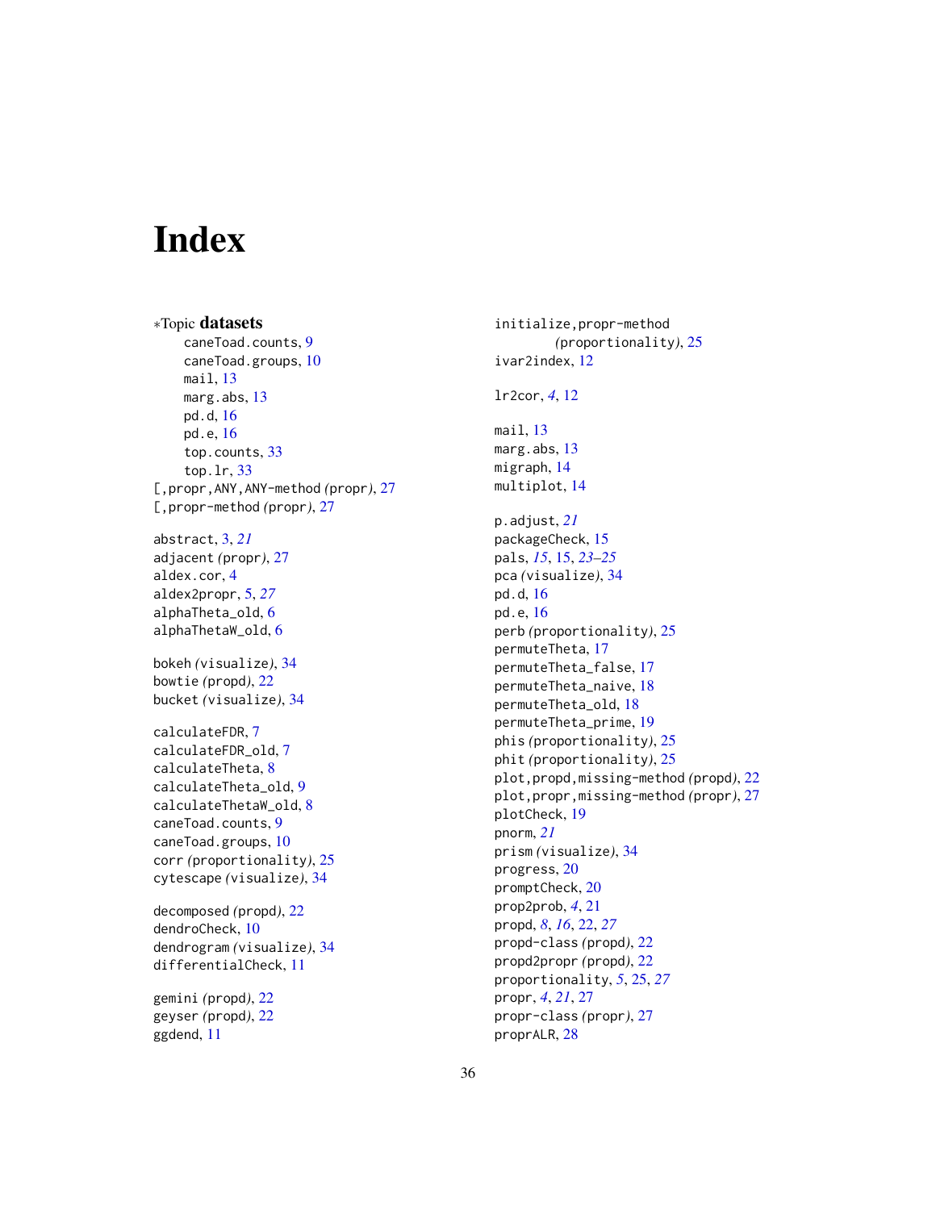# Index

∗Topic **datasets**
- caneToad.counts, 9
- caneToad.groups, 10
- mail, 13
- marg.abs, 13
- pd.d, 16
- pd.e, 16
- top.counts, 33
- top.lr, 33

[,propr,ANY,ANY-method *(*propr*)*, 27
[,propr-method *(*propr*)*, 27

abstract, 3, *21*
adjacent *(*propr*)*, 27
aldex.cor, 4
aldex2propr, 5, *27*
alphaTheta_old, 6
alphaThetaW_old, 6

bokeh *(*visualize*)*, 34
bowtie *(*propd*)*, 22
bucket *(*visualize*)*, 34

calculateFDR, 7
calculateFDR_old, 7
calculateTheta, 8
calculateTheta_old, 9
calculateThetaW_old, 8
caneToad.counts, 9
caneToad.groups, 10
corr *(*proportionality*)*, 25
cytescape *(*visualize*)*, 34

decomposed *(*propd*)*, 22
dendroCheck, 10
dendrogram *(*visualize*)*, 34
differentialCheck, 11

gemini *(*propd*)*, 22
geyser *(*propd*)*, 22
ggdend, 11

initialize,propr-method *(*proportionality*)*, 25
ivar2index, 12

lr2cor, *4*, 12

mail, 13
marg.abs, 13
migraph, 14
multiplot, 14

p.adjust, *21*
packageCheck, 15
pals, *15*, 15, *23–25*
pca *(*visualize*)*, 34
pd.d, 16
pd.e, 16
perb *(*proportionality*)*, 25
permuteTheta, 17
permuteTheta_false, 17
permuteTheta_naive, 18
permuteTheta_old, 18
permuteTheta_prime, 19
phis *(*proportionality*)*, 25
phit *(*proportionality*)*, 25
plot,propd,missing-method *(*propd*)*, 22
plot,propr,missing-method *(*propr*)*, 27
plotCheck, 19
pnorm, *21*
prism *(*visualize*)*, 34
progress, 20
promptCheck, 20
prop2prob, *4*, 21
propd, *8*, *16*, 22, *27*
propd-class *(*propd*)*, 22
propd2propr *(*propd*)*, 22
proportionality, *5*, 25, *27*
propr, *4*, *21*, 27
propr-class *(*propr*)*, 27
proprALR, 28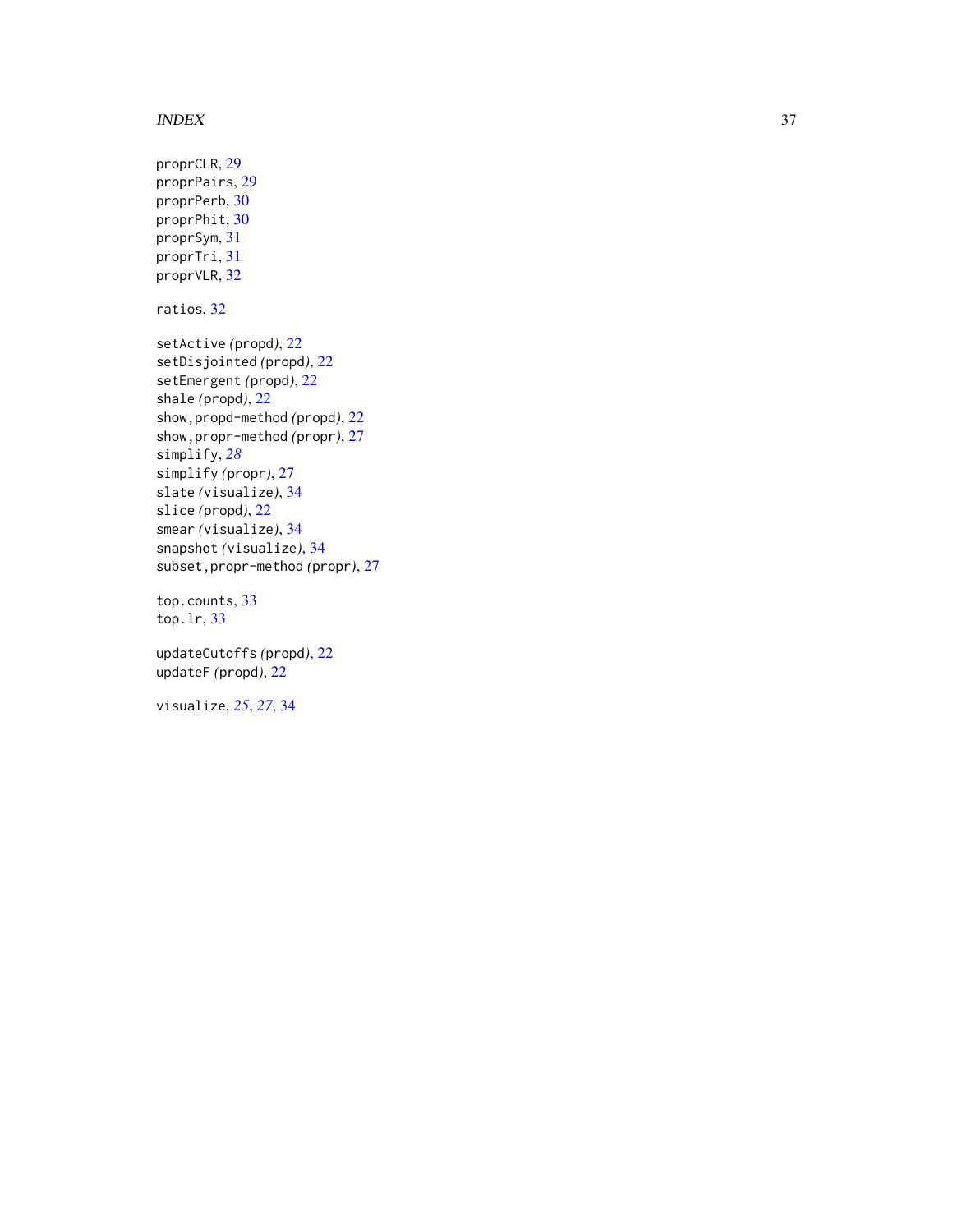proprCLR, 29
proprPairs, 29
proprPerb, 30
proprPhit, 30
proprSym, 31
proprTri, 31
proprVLR, 32

ratios, 32

setActive *(*propd*)*, 22
setDisjointed *(*propd*)*, 22
setEmergent *(*propd*)*, 22
shale *(*propd*)*, 22
show,propd-method *(*propd*)*, 22
show,propr-method *(*propr*)*, 27
simplify, *28*
simplify *(*propr*)*, 27
slate *(*visualize*)*, 34
slice *(*propd*)*, 22
smear *(*visualize*)*, 34
snapshot *(*visualize*)*, 34
subset,propr-method *(*propr*)*, 27

top.counts, 33
top.lr, 33

updateCutoffs *(*propd*)*, 22
updateF *(*propd*)*, 22

visualize, *25*, *27*, 34